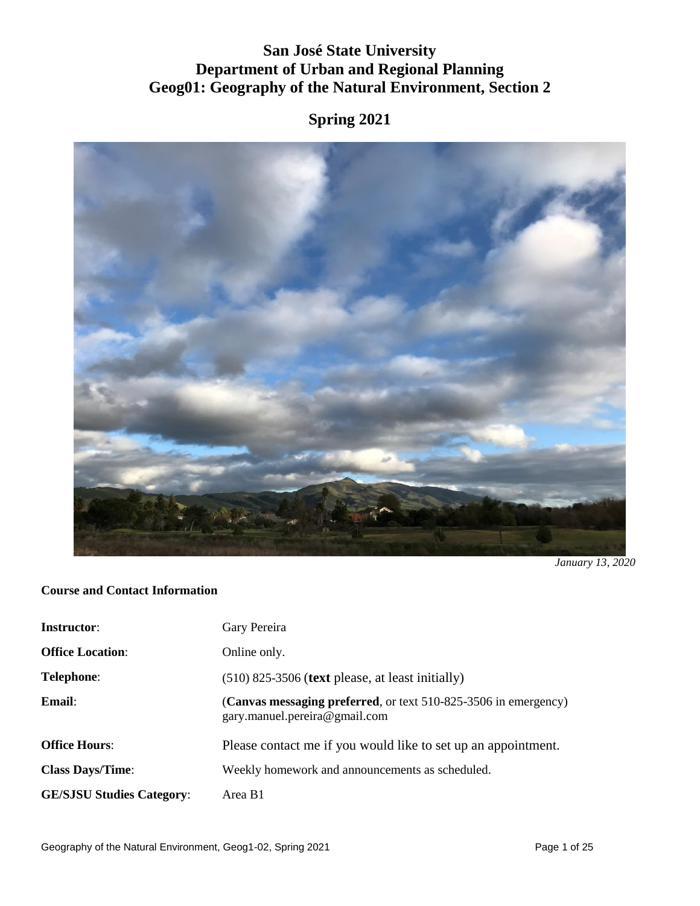# San José State University
# Department of Urban and Regional Planning
# Geog01: Geography of the Natural Environment, Section 2

## Spring 2021

*January 13, 2020*

### Course and Contact Information

| | |
|---|---|
| **Instructor**: | Gary Pereira |
| **Office Location**: | Online only. |
| **Telephone**: | (510) 825-3506 (**text** please, at least initially) |
| **Email**: | (**Canvas messaging preferred**, or text 510-825-3506 in emergency) gary.manuel.pereira@gmail.com |
| **Office Hours**: | Please contact me if you would like to set up an appointment. |
| **Class Days/Time**: | Weekly homework and announcements as scheduled. |
| **GE/SJSU Studies Category**: | Area B1 |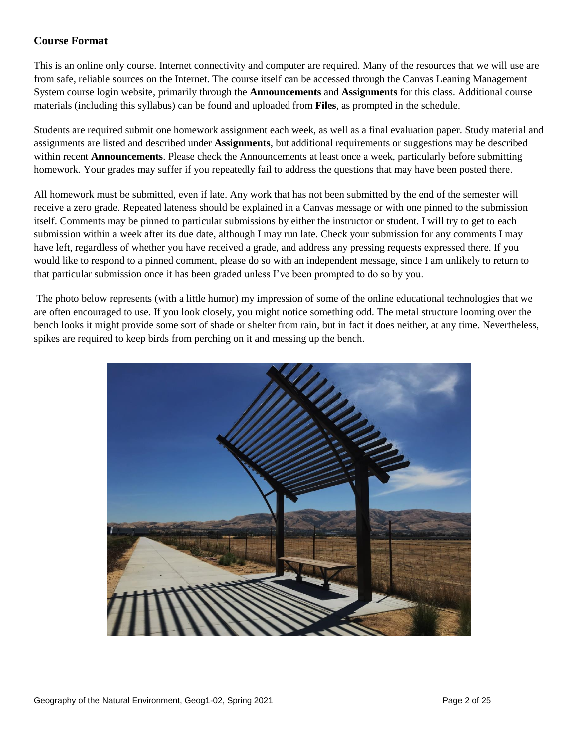## Course Format

This is an online only course. Internet connectivity and computer are required. Many of the resources that we will use are from safe, reliable sources on the Internet. The course itself can be accessed through the Canvas Leaning Management System course login website, primarily through the **Announcements** and **Assignments** for this class. Additional course materials (including this syllabus) can be found and uploaded from **Files**, as prompted in the schedule.

Students are required submit one homework assignment each week, as well as a final evaluation paper. Study material and assignments are listed and described under **Assignments**, but additional requirements or suggestions may be described within recent **Announcements**. Please check the Announcements at least once a week, particularly before submitting homework. Your grades may suffer if you repeatedly fail to address the questions that may have been posted there.

All homework must be submitted, even if late. Any work that has not been submitted by the end of the semester will receive a zero grade. Repeated lateness should be explained in a Canvas message or with one pinned to the submission itself. Comments may be pinned to particular submissions by either the instructor or student. I will try to get to each submission within a week after its due date, although I may run late. Check your submission for any comments I may have left, regardless of whether you have received a grade, and address any pressing requests expressed there. If you would like to respond to a pinned comment, please do so with an independent message, since I am unlikely to return to that particular submission once it has been graded unless I've been prompted to do so by you.

The photo below represents (with a little humor) my impression of some of the online educational technologies that we are often encouraged to use. If you look closely, you might notice something odd. The metal structure looming over the bench looks it might provide some sort of shade or shelter from rain, but in fact it does neither, at any time. Nevertheless, spikes are required to keep birds from perching on it and messing up the bench.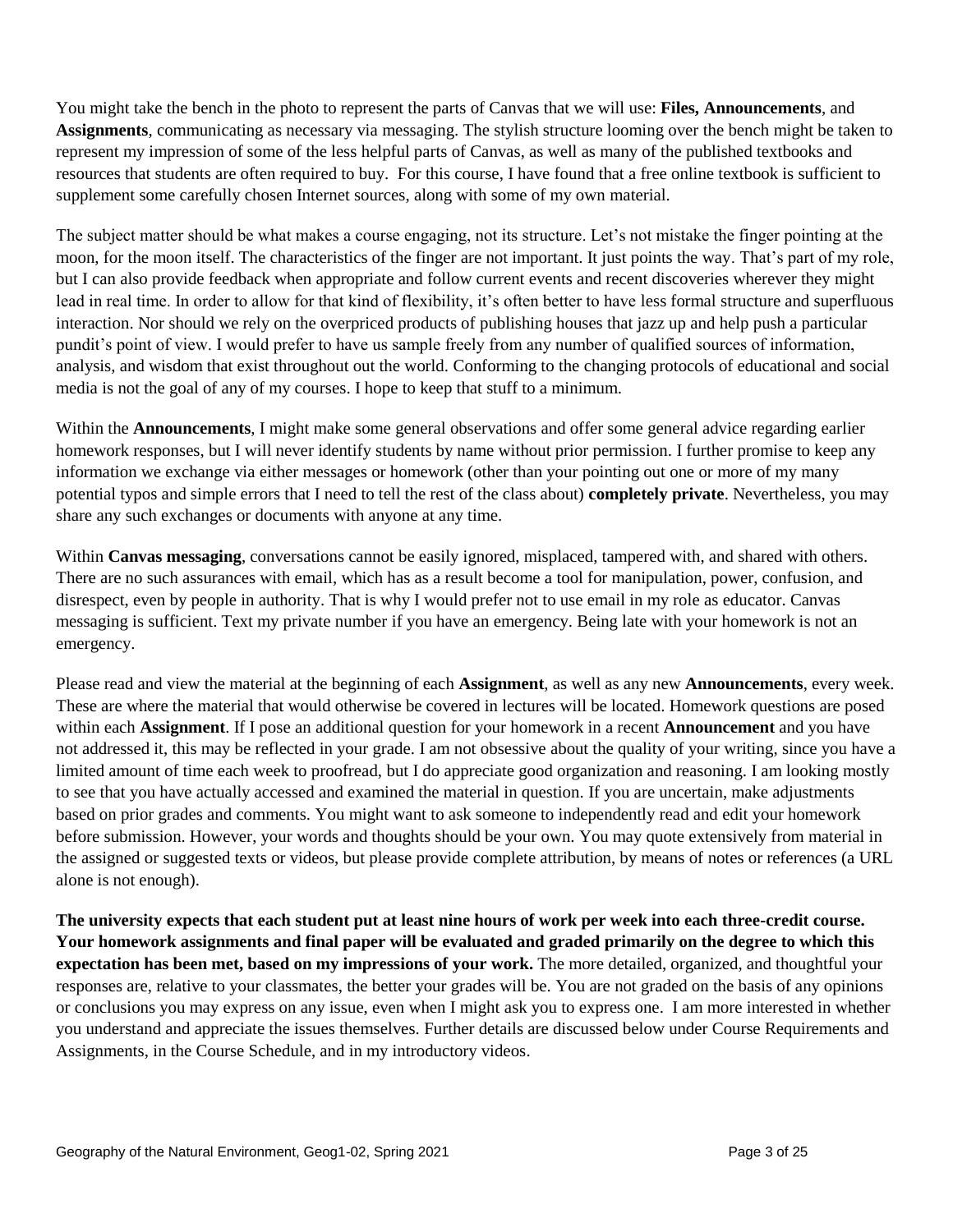You might take the bench in the photo to represent the parts of Canvas that we will use: **Files, Announcements**, and **Assignments**, communicating as necessary via messaging. The stylish structure looming over the bench might be taken to represent my impression of some of the less helpful parts of Canvas, as well as many of the published textbooks and resources that students are often required to buy. For this course, I have found that a free online textbook is sufficient to supplement some carefully chosen Internet sources, along with some of my own material.

The subject matter should be what makes a course engaging, not its structure. Let's not mistake the finger pointing at the moon, for the moon itself. The characteristics of the finger are not important. It just points the way. That's part of my role, but I can also provide feedback when appropriate and follow current events and recent discoveries wherever they might lead in real time. In order to allow for that kind of flexibility, it's often better to have less formal structure and superfluous interaction. Nor should we rely on the overpriced products of publishing houses that jazz up and help push a particular pundit's point of view. I would prefer to have us sample freely from any number of qualified sources of information, analysis, and wisdom that exist throughout out the world. Conforming to the changing protocols of educational and social media is not the goal of any of my courses. I hope to keep that stuff to a minimum.

Within the **Announcements**, I might make some general observations and offer some general advice regarding earlier homework responses, but I will never identify students by name without prior permission. I further promise to keep any information we exchange via either messages or homework (other than your pointing out one or more of my many potential typos and simple errors that I need to tell the rest of the class about) **completely private**. Nevertheless, you may share any such exchanges or documents with anyone at any time.

Within **Canvas messaging**, conversations cannot be easily ignored, misplaced, tampered with, and shared with others. There are no such assurances with email, which has as a result become a tool for manipulation, power, confusion, and disrespect, even by people in authority. That is why I would prefer not to use email in my role as educator. Canvas messaging is sufficient. Text my private number if you have an emergency. Being late with your homework is not an emergency.

Please read and view the material at the beginning of each **Assignment**, as well as any new **Announcements**, every week. These are where the material that would otherwise be covered in lectures will be located. Homework questions are posed within each **Assignment**. If I pose an additional question for your homework in a recent **Announcement** and you have not addressed it, this may be reflected in your grade. I am not obsessive about the quality of your writing, since you have a limited amount of time each week to proofread, but I do appreciate good organization and reasoning. I am looking mostly to see that you have actually accessed and examined the material in question. If you are uncertain, make adjustments based on prior grades and comments. You might want to ask someone to independently read and edit your homework before submission. However, your words and thoughts should be your own. You may quote extensively from material in the assigned or suggested texts or videos, but please provide complete attribution, by means of notes or references (a URL alone is not enough).

**The university expects that each student put at least nine hours of work per week into each three-credit course. Your homework assignments and final paper will be evaluated and graded primarily on the degree to which this expectation has been met, based on my impressions of your work.** The more detailed, organized, and thoughtful your responses are, relative to your classmates, the better your grades will be. You are not graded on the basis of any opinions or conclusions you may express on any issue, even when I might ask you to express one. I am more interested in whether you understand and appreciate the issues themselves. Further details are discussed below under Course Requirements and Assignments, in the Course Schedule, and in my introductory videos.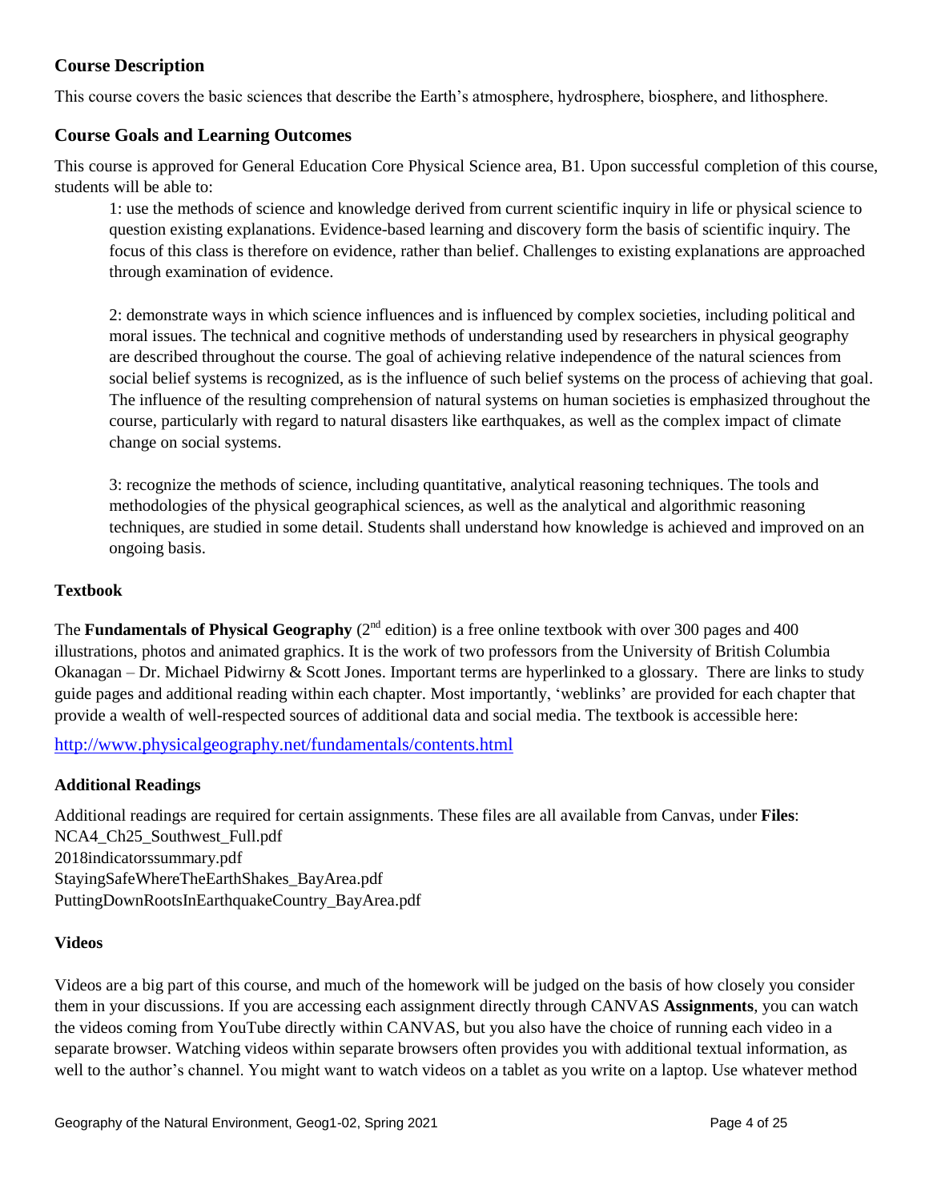## Course Description

This course covers the basic sciences that describe the Earth's atmosphere, hydrosphere, biosphere, and lithosphere.

## Course Goals and Learning Outcomes

This course is approved for General Education Core Physical Science area, B1. Upon successful completion of this course, students will be able to:

1: use the methods of science and knowledge derived from current scientific inquiry in life or physical science to question existing explanations. Evidence-based learning and discovery form the basis of scientific inquiry. The focus of this class is therefore on evidence, rather than belief. Challenges to existing explanations are approached through examination of evidence.

2: demonstrate ways in which science influences and is influenced by complex societies, including political and moral issues. The technical and cognitive methods of understanding used by researchers in physical geography are described throughout the course. The goal of achieving relative independence of the natural sciences from social belief systems is recognized, as is the influence of such belief systems on the process of achieving that goal. The influence of the resulting comprehension of natural systems on human societies is emphasized throughout the course, particularly with regard to natural disasters like earthquakes, as well as the complex impact of climate change on social systems.

3: recognize the methods of science, including quantitative, analytical reasoning techniques. The tools and methodologies of the physical geographical sciences, as well as the analytical and algorithmic reasoning techniques, are studied in some detail. Students shall understand how knowledge is achieved and improved on an ongoing basis.

### Textbook

The **Fundamentals of Physical Geography** (2nd edition) is a free online textbook with over 300 pages and 400 illustrations, photos and animated graphics. It is the work of two professors from the University of British Columbia Okanagan – Dr. Michael Pidwirny & Scott Jones. Important terms are hyperlinked to a glossary. There are links to study guide pages and additional reading within each chapter. Most importantly, 'weblinks' are provided for each chapter that provide a wealth of well-respected sources of additional data and social media. The textbook is accessible here:

http://www.physicalgeography.net/fundamentals/contents.html

### Additional Readings

Additional readings are required for certain assignments. These files are all available from Canvas, under **Files**:
NCA4_Ch25_Southwest_Full.pdf
2018indicatorssummary.pdf
StayingSafeWhereTheEarthShakes_BayArea.pdf
PuttingDownRootsInEarthquakeCountry_BayArea.pdf

### Videos

Videos are a big part of this course, and much of the homework will be judged on the basis of how closely you consider them in your discussions. If you are accessing each assignment directly through CANVAS **Assignments**, you can watch the videos coming from YouTube directly within CANVAS, but you also have the choice of running each video in a separate browser. Watching videos within separate browsers often provides you with additional textual information, as well to the author's channel. You might want to watch videos on a tablet as you write on a laptop. Use whatever method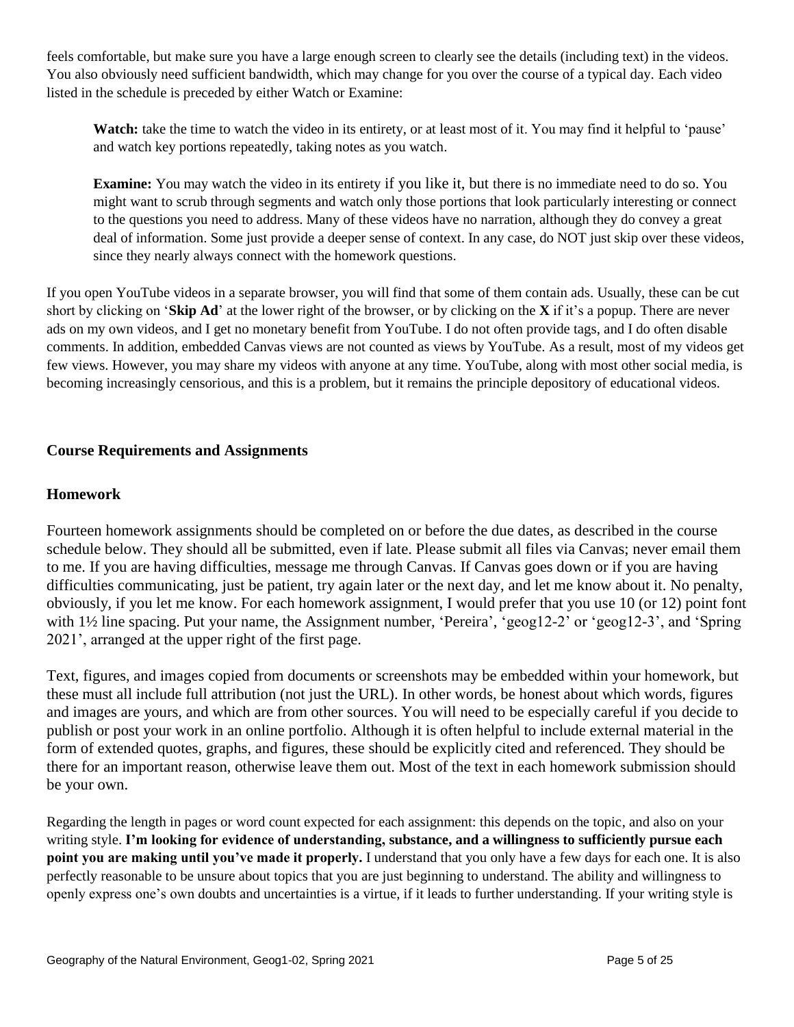feels comfortable, but make sure you have a large enough screen to clearly see the details (including text) in the videos. You also obviously need sufficient bandwidth, which may change for you over the course of a typical day. Each video listed in the schedule is preceded by either Watch or Examine:

> **Watch:** take the time to watch the video in its entirety, or at least most of it. You may find it helpful to 'pause' and watch key portions repeatedly, taking notes as you watch.
>
> **Examine:** You may watch the video in its entirety if you like it, but there is no immediate need to do so. You might want to scrub through segments and watch only those portions that look particularly interesting or connect to the questions you need to address. Many of these videos have no narration, although they do convey a great deal of information. Some just provide a deeper sense of context. In any case, do NOT just skip over these videos, since they nearly always connect with the homework questions.

If you open YouTube videos in a separate browser, you will find that some of them contain ads. Usually, these can be cut short by clicking on '**Skip Ad**' at the lower right of the browser, or by clicking on the **X** if it's a popup. There are never ads on my own videos, and I get no monetary benefit from YouTube. I do not often provide tags, and I do often disable comments. In addition, embedded Canvas views are not counted as views by YouTube. As a result, most of my videos get few views. However, you may share my videos with anyone at any time. YouTube, along with most other social media, is becoming increasingly censorious, and this is a problem, but it remains the principle depository of educational videos.

## Course Requirements and Assignments

### Homework

Fourteen homework assignments should be completed on or before the due dates, as described in the course schedule below. They should all be submitted, even if late. Please submit all files via Canvas; never email them to me. If you are having difficulties, message me through Canvas. If Canvas goes down or if you are having difficulties communicating, just be patient, try again later or the next day, and let me know about it. No penalty, obviously, if you let me know. For each homework assignment, I would prefer that you use 10 (or 12) point font with 1½ line spacing. Put your name, the Assignment number, 'Pereira', 'geog12-2' or 'geog12-3', and 'Spring 2021', arranged at the upper right of the first page.

Text, figures, and images copied from documents or screenshots may be embedded within your homework, but these must all include full attribution (not just the URL). In other words, be honest about which words, figures and images are yours, and which are from other sources. You will need to be especially careful if you decide to publish or post your work in an online portfolio. Although it is often helpful to include external material in the form of extended quotes, graphs, and figures, these should be explicitly cited and referenced. They should be there for an important reason, otherwise leave them out. Most of the text in each homework submission should be your own.

Regarding the length in pages or word count expected for each assignment: this depends on the topic, and also on your writing style. **I'm looking for evidence of understanding, substance, and a willingness to sufficiently pursue each point you are making until you've made it properly.** I understand that you only have a few days for each one. It is also perfectly reasonable to be unsure about topics that you are just beginning to understand. The ability and willingness to openly express one's own doubts and uncertainties is a virtue, if it leads to further understanding. If your writing style is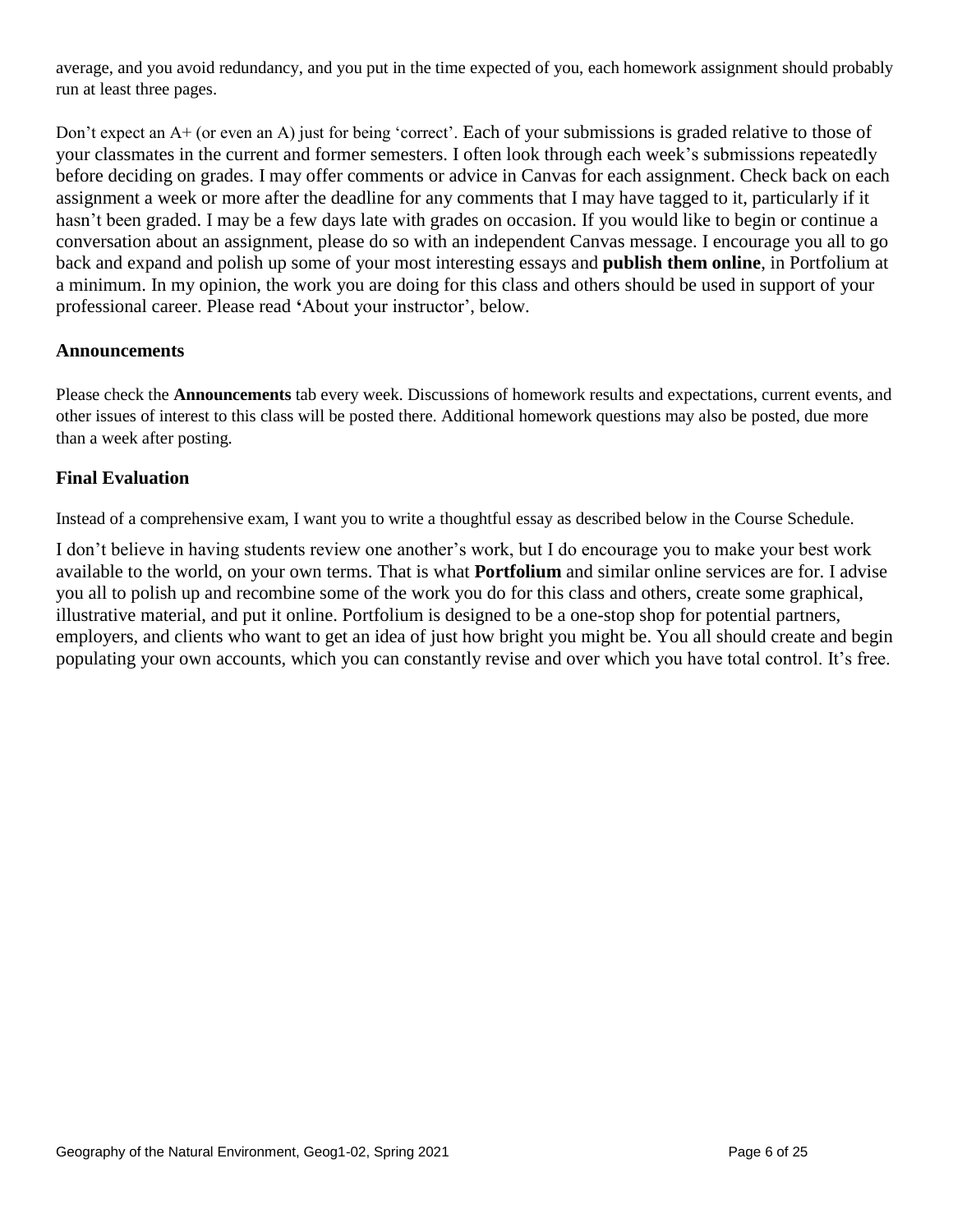average, and you avoid redundancy, and you put in the time expected of you, each homework assignment should probably run at least three pages.

Don't expect an A+ (or even an A) just for being 'correct'. Each of your submissions is graded relative to those of your classmates in the current and former semesters. I often look through each week's submissions repeatedly before deciding on grades. I may offer comments or advice in Canvas for each assignment. Check back on each assignment a week or more after the deadline for any comments that I may have tagged to it, particularly if it hasn't been graded. I may be a few days late with grades on occasion. If you would like to begin or continue a conversation about an assignment, please do so with an independent Canvas message. I encourage you all to go back and expand and polish up some of your most interesting essays and **publish them online**, in Portfolium at a minimum. In my opinion, the work you are doing for this class and others should be used in support of your professional career. Please read 'About your instructor', below.

### Announcements

Please check the **Announcements** tab every week. Discussions of homework results and expectations, current events, and other issues of interest to this class will be posted there. Additional homework questions may also be posted, due more than a week after posting.

### Final Evaluation

Instead of a comprehensive exam, I want you to write a thoughtful essay as described below in the Course Schedule.

I don't believe in having students review one another's work, but I do encourage you to make your best work available to the world, on your own terms. That is what **Portfolium** and similar online services are for. I advise you all to polish up and recombine some of the work you do for this class and others, create some graphical, illustrative material, and put it online. Portfolium is designed to be a one-stop shop for potential partners, employers, and clients who want to get an idea of just how bright you might be. You all should create and begin populating your own accounts, which you can constantly revise and over which you have total control. It's free.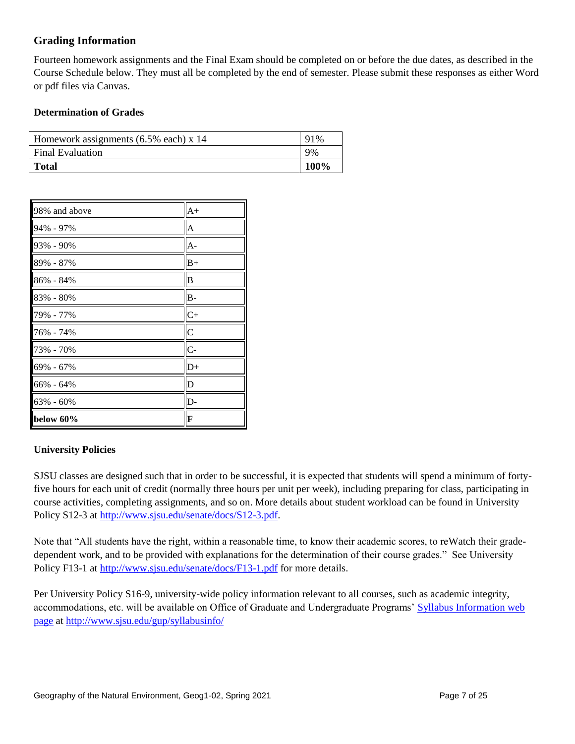## Grading Information

Fourteen homework assignments and the Final Exam should be completed on or before the due dates, as described in the Course Schedule below. They must all be completed by the end of semester. Please submit these responses as either Word or pdf files via Canvas.

### Determination of Grades

| | |
|---|---|
| Homework assignments (6.5% each) x 14 | 91% |
| Final Evaluation | 9% |
| **Total** | **100%** |

| | |
|---|---|
| 98% and above | A+ |
| 94% - 97% | A |
| 93% - 90% | A- |
| 89% - 87% | B+ |
| 86% - 84% | B |
| 83% - 80% | B- |
| 79% - 77% | C+ |
| 76% - 74% | C |
| 73% - 70% | C- |
| 69% - 67% | D+ |
| 66% - 64% | D |
| 63% - 60% | D- |
| **below 60%** | **F** |

### University Policies

SJSU classes are designed such that in order to be successful, it is expected that students will spend a minimum of forty-five hours for each unit of credit (normally three hours per unit per week), including preparing for class, participating in course activities, completing assignments, and so on. More details about student workload can be found in University Policy S12-3 at http://www.sjsu.edu/senate/docs/S12-3.pdf.

Note that "All students have the right, within a reasonable time, to know their academic scores, to reWatch their grade-dependent work, and to be provided with explanations for the determination of their course grades." See University Policy F13-1 at http://www.sjsu.edu/senate/docs/F13-1.pdf for more details.

Per University Policy S16-9, university-wide policy information relevant to all courses, such as academic integrity, accommodations, etc. will be available on Office of Graduate and Undergraduate Programs' Syllabus Information web page at http://www.sjsu.edu/gup/syllabusinfo/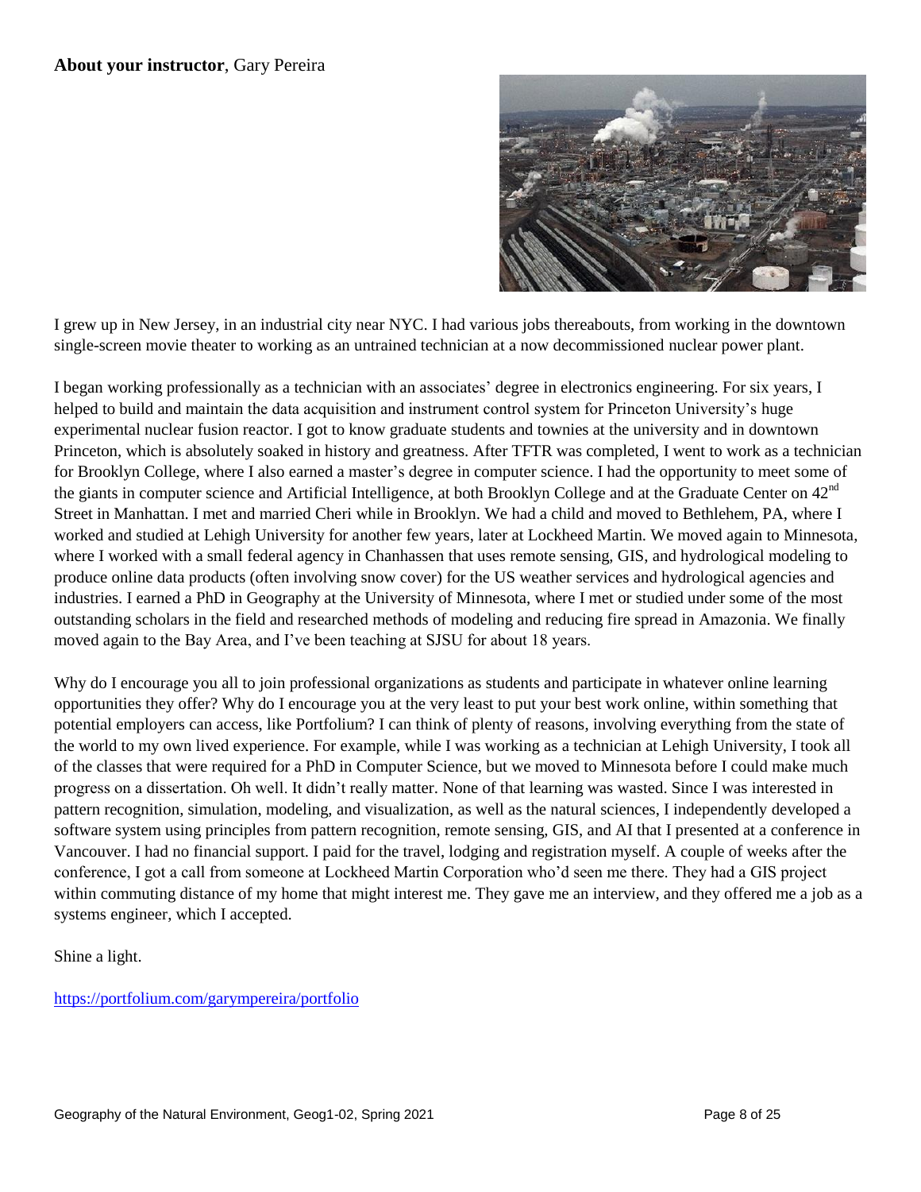**About your instructor**, Gary Pereira

I grew up in New Jersey, in an industrial city near NYC. I had various jobs thereabouts, from working in the downtown single-screen movie theater to working as an untrained technician at a now decommissioned nuclear power plant.

I began working professionally as a technician with an associates' degree in electronics engineering. For six years, I helped to build and maintain the data acquisition and instrument control system for Princeton University's huge experimental nuclear fusion reactor. I got to know graduate students and townies at the university and in downtown Princeton, which is absolutely soaked in history and greatness. After TFTR was completed, I went to work as a technician for Brooklyn College, where I also earned a master's degree in computer science. I had the opportunity to meet some of the giants in computer science and Artificial Intelligence, at both Brooklyn College and at the Graduate Center on 42nd Street in Manhattan. I met and married Cheri while in Brooklyn. We had a child and moved to Bethlehem, PA, where I worked and studied at Lehigh University for another few years, later at Lockheed Martin. We moved again to Minnesota, where I worked with a small federal agency in Chanhassen that uses remote sensing, GIS, and hydrological modeling to produce online data products (often involving snow cover) for the US weather services and hydrological agencies and industries. I earned a PhD in Geography at the University of Minnesota, where I met or studied under some of the most outstanding scholars in the field and researched methods of modeling and reducing fire spread in Amazonia. We finally moved again to the Bay Area, and I've been teaching at SJSU for about 18 years.

Why do I encourage you all to join professional organizations as students and participate in whatever online learning opportunities they offer? Why do I encourage you at the very least to put your best work online, within something that potential employers can access, like Portfolium? I can think of plenty of reasons, involving everything from the state of the world to my own lived experience. For example, while I was working as a technician at Lehigh University, I took all of the classes that were required for a PhD in Computer Science, but we moved to Minnesota before I could make much progress on a dissertation. Oh well. It didn't really matter. None of that learning was wasted. Since I was interested in pattern recognition, simulation, modeling, and visualization, as well as the natural sciences, I independently developed a software system using principles from pattern recognition, remote sensing, GIS, and AI that I presented at a conference in Vancouver. I had no financial support. I paid for the travel, lodging and registration myself. A couple of weeks after the conference, I got a call from someone at Lockheed Martin Corporation who'd seen me there. They had a GIS project within commuting distance of my home that might interest me. They gave me an interview, and they offered me a job as a systems engineer, which I accepted.

Shine a light.

https://portfolium.com/garympereira/portfolio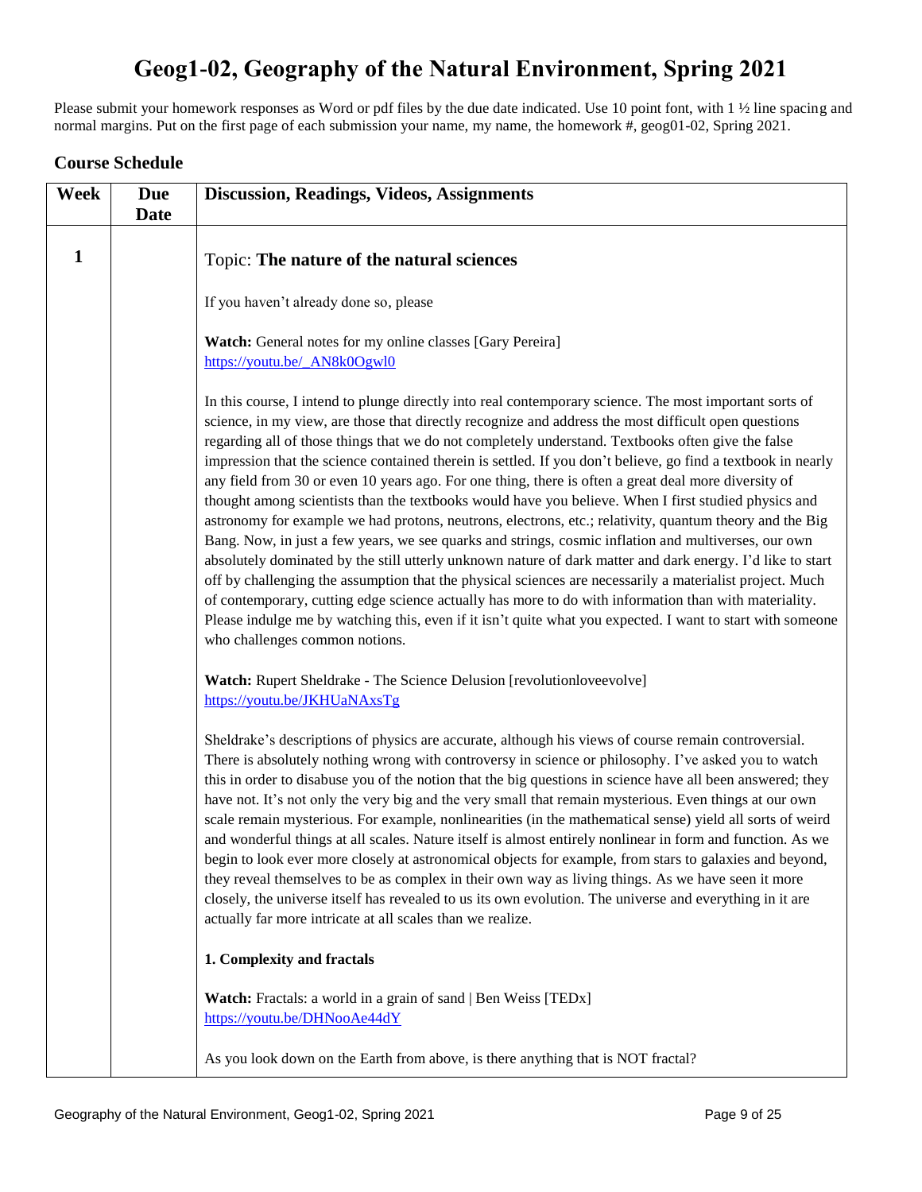# Geog1-02, Geography of the Natural Environment, Spring 2021

Please submit your homework responses as Word or pdf files by the due date indicated. Use 10 point font, with 1 ½ line spacing and normal margins. Put on the first page of each submission your name, my name, the homework #, geog01-02, Spring 2021.

## Course Schedule

| Week | Due Date | Discussion, Readings, Videos, Assignments |
|---|---|---|
| 1 | | Topic: **The nature of the natural sciences**<br><br>If you haven't already done so, please<br><br>**Watch:** General notes for my online classes [Gary Pereira]<br>https://youtu.be/_AN8k0Ogwl0<br><br>In this course, I intend to plunge directly into real contemporary science. The most important sorts of science, in my view, are those that directly recognize and address the most difficult open questions regarding all of those things that we do not completely understand. Textbooks often give the false impression that the science contained therein is settled. If you don't believe, go find a textbook in nearly any field from 30 or even 10 years ago. For one thing, there is often a great deal more diversity of thought among scientists than the textbooks would have you believe. When I first studied physics and astronomy for example we had protons, neutrons, electrons, etc.; relativity, quantum theory and the Big Bang. Now, in just a few years, we see quarks and strings, cosmic inflation and multiverses, our own absolutely dominated by the still utterly unknown nature of dark matter and dark energy. I'd like to start off by challenging the assumption that the physical sciences are necessarily a materialist project. Much of contemporary, cutting edge science actually has more to do with information than with materiality. Please indulge me by watching this, even if it isn't quite what you expected. I want to start with someone who challenges common notions.<br><br>**Watch:** Rupert Sheldrake - The Science Delusion [revolutionloveevolve]<br>https://youtu.be/JKHUaNAxsTg<br><br>Sheldrake's descriptions of physics are accurate, although his views of course remain controversial. There is absolutely nothing wrong with controversy in science or philosophy. I've asked you to watch this in order to disabuse you of the notion that the big questions in science have all been answered; they have not. It's not only the very big and the very small that remain mysterious. Even things at our own scale remain mysterious. For example, nonlinearities (in the mathematical sense) yield all sorts of weird and wonderful things at all scales. Nature itself is almost entirely nonlinear in form and function. As we begin to look ever more closely at astronomical objects for example, from stars to galaxies and beyond, they reveal themselves to be as complex in their own way as living things. As we have seen it more closely, the universe itself has revealed to us its own evolution. The universe and everything in it are actually far more intricate at all scales than we realize.<br><br>**1. Complexity and fractals**<br><br>**Watch:** Fractals: a world in a grain of sand \| Ben Weiss [TEDx]<br>https://youtu.be/DHNooAe44dY<br><br>As you look down on the Earth from above, is there anything that is NOT fractal? |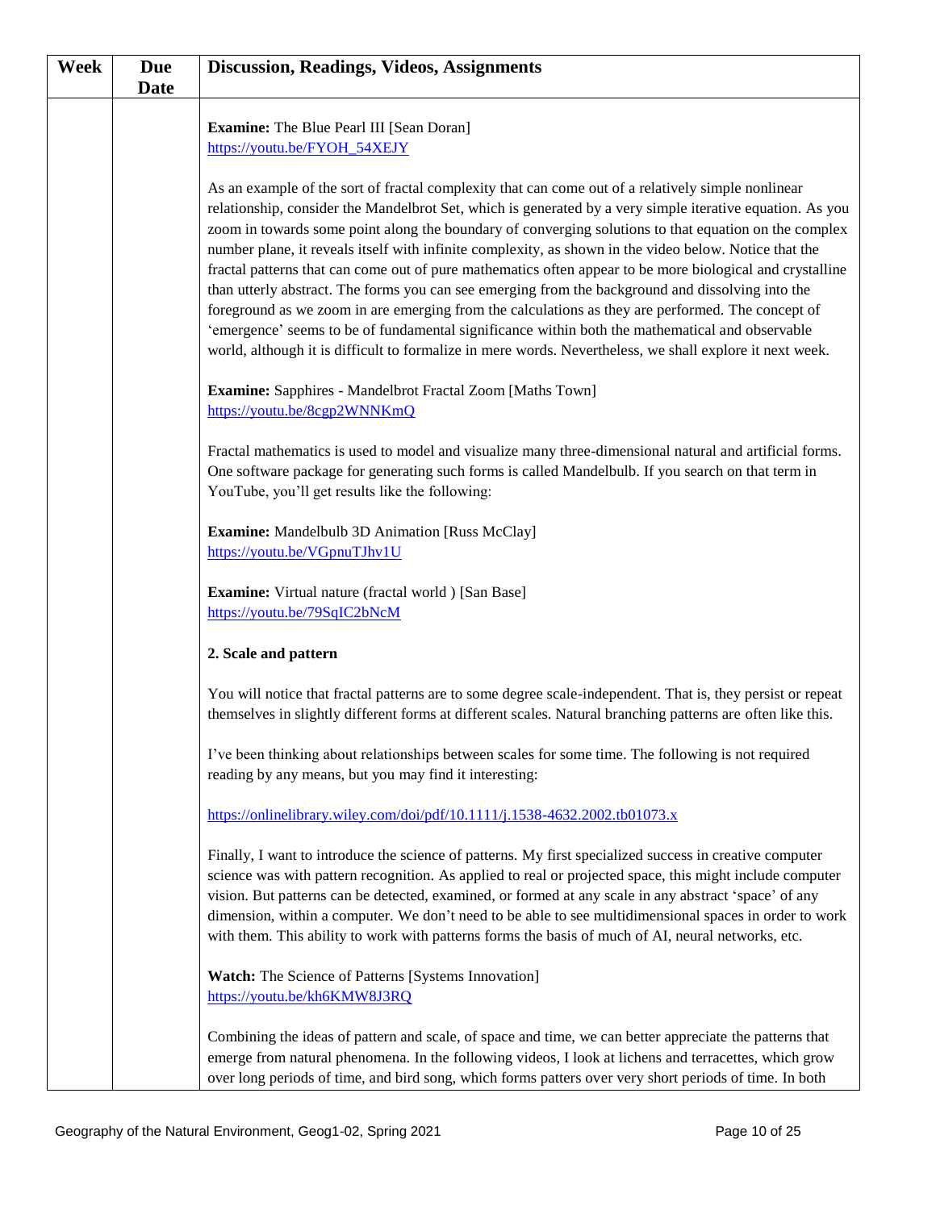| Week | Due Date | Discussion, Readings, Videos, Assignments |
| --- | --- | --- |
| | | **Examine:** The Blue Pearl III [Sean Doran] https://youtu.be/FYOH_54XEJY<br><br>As an example of the sort of fractal complexity that can come out of a relatively simple nonlinear relationship, consider the Mandelbrot Set, which is generated by a very simple iterative equation. As you zoom in towards some point along the boundary of converging solutions to that equation on the complex number plane, it reveals itself with infinite complexity, as shown in the video below. Notice that the fractal patterns that can come out of pure mathematics often appear to be more biological and crystalline than utterly abstract. The forms you can see emerging from the background and dissolving into the foreground as we zoom in are emerging from the calculations as they are performed. The concept of 'emergence' seems to be of fundamental significance within both the mathematical and observable world, although it is difficult to formalize in mere words. Nevertheless, we shall explore it next week.<br><br>**Examine:** Sapphires - Mandelbrot Fractal Zoom [Maths Town] https://youtu.be/8cgp2WNNKmQ<br><br>Fractal mathematics is used to model and visualize many three-dimensional natural and artificial forms. One software package for generating such forms is called Mandelbulb. If you search on that term in YouTube, you'll get results like the following:<br><br>**Examine:** Mandelbulb 3D Animation [Russ McClay] https://youtu.be/VGpnuTJhv1U<br><br>**Examine:** Virtual nature (fractal world ) [San Base] https://youtu.be/79SqIC2bNcM<br><br>**2. Scale and pattern**<br><br>You will notice that fractal patterns are to some degree scale-independent. That is, they persist or repeat themselves in slightly different forms at different scales. Natural branching patterns are often like this.<br><br>I've been thinking about relationships between scales for some time. The following is not required reading by any means, but you may find it interesting:<br><br>https://onlinelibrary.wiley.com/doi/pdf/10.1111/j.1538-4632.2002.tb01073.x<br><br>Finally, I want to introduce the science of patterns. My first specialized success in creative computer science was with pattern recognition. As applied to real or projected space, this might include computer vision. But patterns can be detected, examined, or formed at any scale in any abstract 'space' of any dimension, within a computer. We don't need to be able to see multidimensional spaces in order to work with them. This ability to work with patterns forms the basis of much of AI, neural networks, etc.<br><br>**Watch:** The Science of Patterns [Systems Innovation] https://youtu.be/kh6KMW8J3RQ<br><br>Combining the ideas of pattern and scale, of space and time, we can better appreciate the patterns that emerge from natural phenomena. In the following videos, I look at lichens and terracettes, which grow over long periods of time, and bird song, which forms patters over very short periods of time. In both |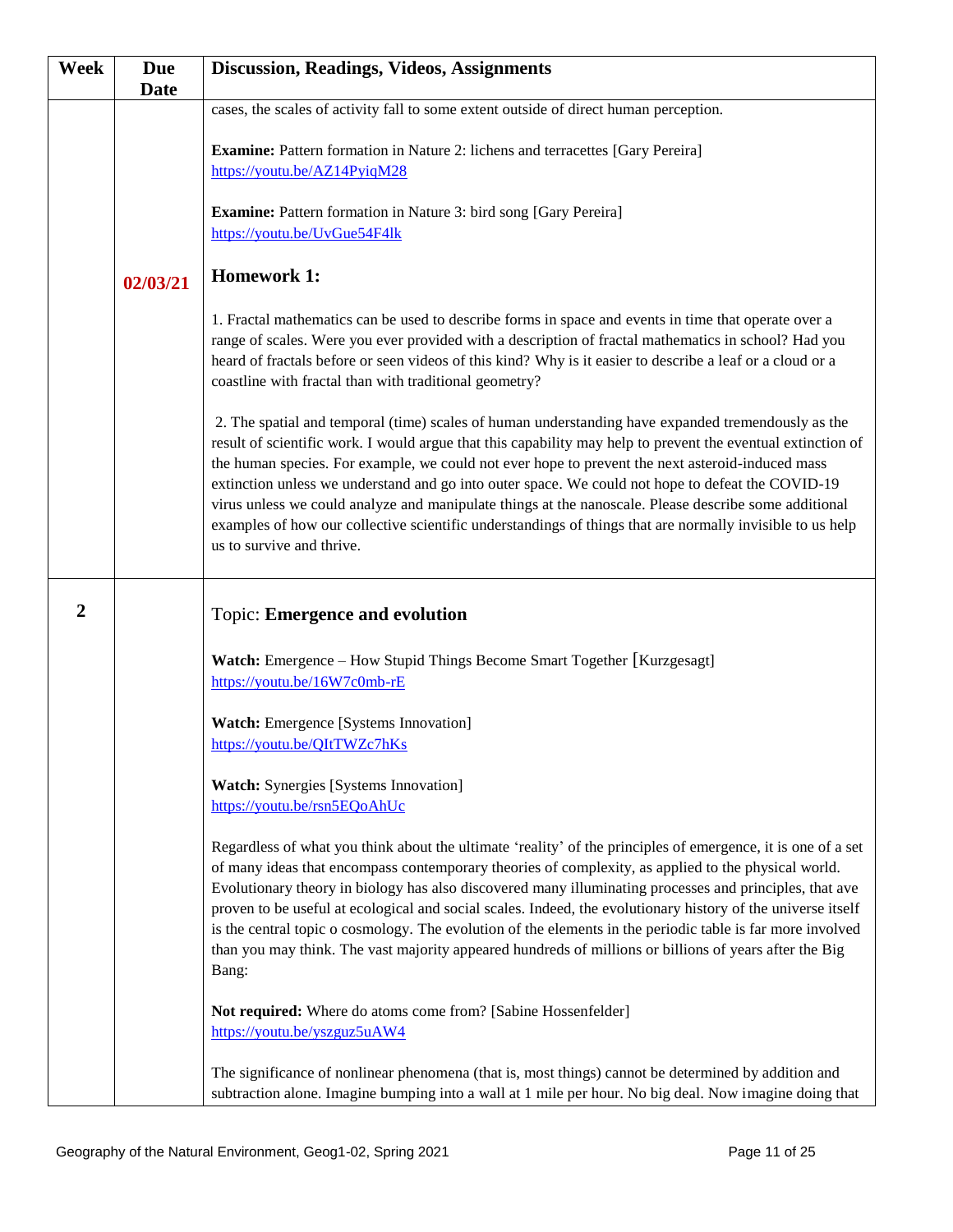| Week | Due Date | Discussion, Readings, Videos, Assignments |
| --- | --- | --- |
| | | cases, the scales of activity fall to some extent outside of direct human perception.<br><br>**Examine:** Pattern formation in Nature 2: lichens and terracettes [Gary Pereira]<br>https://youtu.be/AZ14PyiqM28<br><br>**Examine:** Pattern formation in Nature 3: bird song [Gary Pereira]<br>https://youtu.be/UvGue54F4lk |
| | 02/03/21 | **Homework 1:**<br><br>1. Fractal mathematics can be used to describe forms in space and events in time that operate over a range of scales. Were you ever provided with a description of fractal mathematics in school? Had you heard of fractals before or seen videos of this kind? Why is it easier to describe a leaf or a cloud or a coastline with fractal than with traditional geometry?<br><br>2. The spatial and temporal (time) scales of human understanding have expanded tremendously as the result of scientific work. I would argue that this capability may help to prevent the eventual extinction of the human species. For example, we could not ever hope to prevent the next asteroid-induced mass extinction unless we understand and go into outer space. We could not hope to defeat the COVID-19 virus unless we could analyze and manipulate things at the nanoscale. Please describe some additional examples of how our collective scientific understandings of things that are normally invisible to us help us to survive and thrive. |
| 2 | | Topic: **Emergence and evolution**<br><br>**Watch:** Emergence – How Stupid Things Become Smart Together [Kurzgesagt]<br>https://youtu.be/16W7c0mb-rE<br><br>**Watch:** Emergence [Systems Innovation]<br>https://youtu.be/QItTWZc7hKs<br><br>**Watch:** Synergies [Systems Innovation]<br>https://youtu.be/rsn5EQoAhUc<br><br>Regardless of what you think about the ultimate 'reality' of the principles of emergence, it is one of a set of many ideas that encompass contemporary theories of complexity, as applied to the physical world. Evolutionary theory in biology has also discovered many illuminating processes and principles, that ave proven to be useful at ecological and social scales. Indeed, the evolutionary history of the universe itself is the central topic o cosmology. The evolution of the elements in the periodic table is far more involved than you may think. The vast majority appeared hundreds of millions or billions of years after the Big Bang:<br><br>**Not required:** Where do atoms come from? [Sabine Hossenfelder]<br>https://youtu.be/yszguz5uAW4<br><br>The significance of nonlinear phenomena (that is, most things) cannot be determined by addition and subtraction alone. Imagine bumping into a wall at 1 mile per hour. No big deal. Now imagine doing that |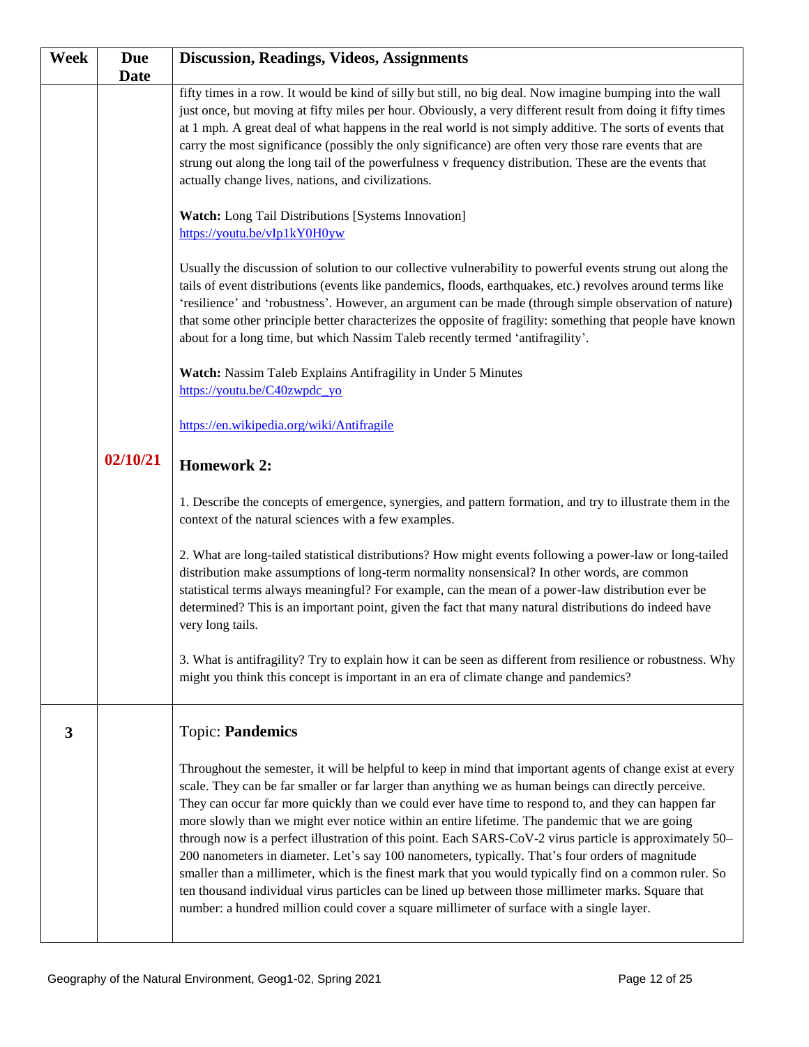| Week | Due Date | Discussion, Readings, Videos, Assignments |
|---|---|---|
| | 02/10/21 | fifty times in a row. It would be kind of silly but still, no big deal. Now imagine bumping into the wall just once, but moving at fifty miles per hour. Obviously, a very different result from doing it fifty times at 1 mph. A great deal of what happens in the real world is not simply additive. The sorts of events that carry the most significance (possibly the only significance) are often very those rare events that are strung out along the long tail of the powerfulness v frequency distribution. These are the events that actually change lives, nations, and civilizations.<br><br>**Watch:** Long Tail Distributions [Systems Innovation] https://youtu.be/vIp1kY0H0yw<br><br>Usually the discussion of solution to our collective vulnerability to powerful events strung out along the tails of event distributions (events like pandemics, floods, earthquakes, etc.) revolves around terms like 'resilience' and 'robustness'. However, an argument can be made (through simple observation of nature) that some other principle better characterizes the opposite of fragility: something that people have known about for a long time, but which Nassim Taleb recently termed 'antifragility'.<br><br>**Watch:** Nassim Taleb Explains Antifragility in Under 5 Minutes https://youtu.be/C40zwpdc_yo<br><br>https://en.wikipedia.org/wiki/Antifragile<br><br>**Homework 2:**<br><br>1. Describe the concepts of emergence, synergies, and pattern formation, and try to illustrate them in the context of the natural sciences with a few examples.<br><br>2. What are long-tailed statistical distributions? How might events following a power-law or long-tailed distribution make assumptions of long-term normality nonsensical? In other words, are common statistical terms always meaningful? For example, can the mean of a power-law distribution ever be determined? This is an important point, given the fact that many natural distributions do indeed have very long tails.<br><br>3. What is antifragility? Try to explain how it can be seen as different from resilience or robustness. Why might you think this concept is important in an era of climate change and pandemics? |
| 3 | | Topic: **Pandemics**<br><br>Throughout the semester, it will be helpful to keep in mind that important agents of change exist at every scale. They can be far smaller or far larger than anything we as human beings can directly perceive. They can occur far more quickly than we could ever have time to respond to, and they can happen far more slowly than we might ever notice within an entire lifetime. The pandemic that we are going through now is a perfect illustration of this point. Each SARS-CoV-2 virus particle is approximately 50–200 nanometers in diameter. Let's say 100 nanometers, typically. That's four orders of magnitude smaller than a millimeter, which is the finest mark that you would typically find on a common ruler. So ten thousand individual virus particles can be lined up between those millimeter marks. Square that number: a hundred million could cover a square millimeter of surface with a single layer. |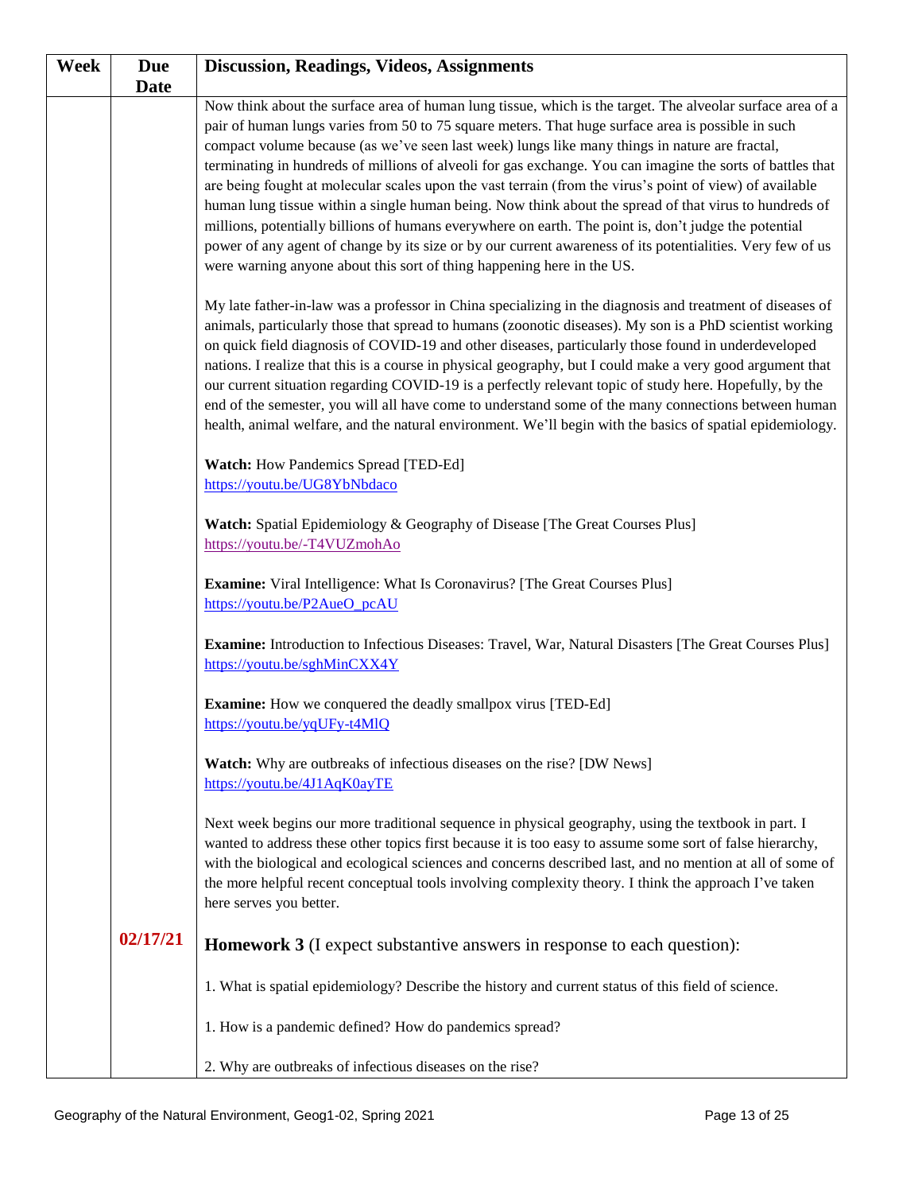| Week | Due Date | Discussion, Readings, Videos, Assignments |
|---|---|---|
| | | Now think about the surface area of human lung tissue, which is the target. The alveolar surface area of a pair of human lungs varies from 50 to 75 square meters. That huge surface area is possible in such compact volume because (as we've seen last week) lungs like many things in nature are fractal, terminating in hundreds of millions of alveoli for gas exchange. You can imagine the sorts of battles that are being fought at molecular scales upon the vast terrain (from the virus's point of view) of available human lung tissue within a single human being. Now think about the spread of that virus to hundreds of millions, potentially billions of humans everywhere on earth. The point is, don't judge the potential power of any agent of change by its size or by our current awareness of its potentialities. Very few of us were warning anyone about this sort of thing happening here in the US.<br><br>My late father-in-law was a professor in China specializing in the diagnosis and treatment of diseases of animals, particularly those that spread to humans (zoonotic diseases). My son is a PhD scientist working on quick field diagnosis of COVID-19 and other diseases, particularly those found in underdeveloped nations. I realize that this is a course in physical geography, but I could make a very good argument that our current situation regarding COVID-19 is a perfectly relevant topic of study here. Hopefully, by the end of the semester, you will all have come to understand some of the many connections between human health, animal welfare, and the natural environment. We'll begin with the basics of spatial epidemiology.<br><br>**Watch:** How Pandemics Spread [TED-Ed]<br>https://youtu.be/UG8YbNbdaco<br><br>**Watch:** Spatial Epidemiology & Geography of Disease [The Great Courses Plus]<br>https://youtu.be/-T4VUZmohAo<br><br>**Examine:** Viral Intelligence: What Is Coronavirus? [The Great Courses Plus]<br>https://youtu.be/P2AueO_pcAU<br><br>**Examine:** Introduction to Infectious Diseases: Travel, War, Natural Disasters [The Great Courses Plus]<br>https://youtu.be/sghMinCXX4Y<br><br>**Examine:** How we conquered the deadly smallpox virus [TED-Ed]<br>https://youtu.be/yqUFy-t4MlQ<br><br>**Watch:** Why are outbreaks of infectious diseases on the rise? [DW News]<br>https://youtu.be/4J1AqK0ayTE<br><br>Next week begins our more traditional sequence in physical geography, using the textbook in part. I wanted to address these other topics first because it is too easy to assume some sort of false hierarchy, with the biological and ecological sciences and concerns described last, and no mention at all of some of the more helpful recent conceptual tools involving complexity theory. I think the approach I've taken here serves you better. |
| | **02/17/21** | **Homework 3** (I expect substantive answers in response to each question):<br><br>1. What is spatial epidemiology? Describe the history and current status of this field of science.<br><br>1. How is a pandemic defined? How do pandemics spread?<br><br>2. Why are outbreaks of infectious diseases on the rise? |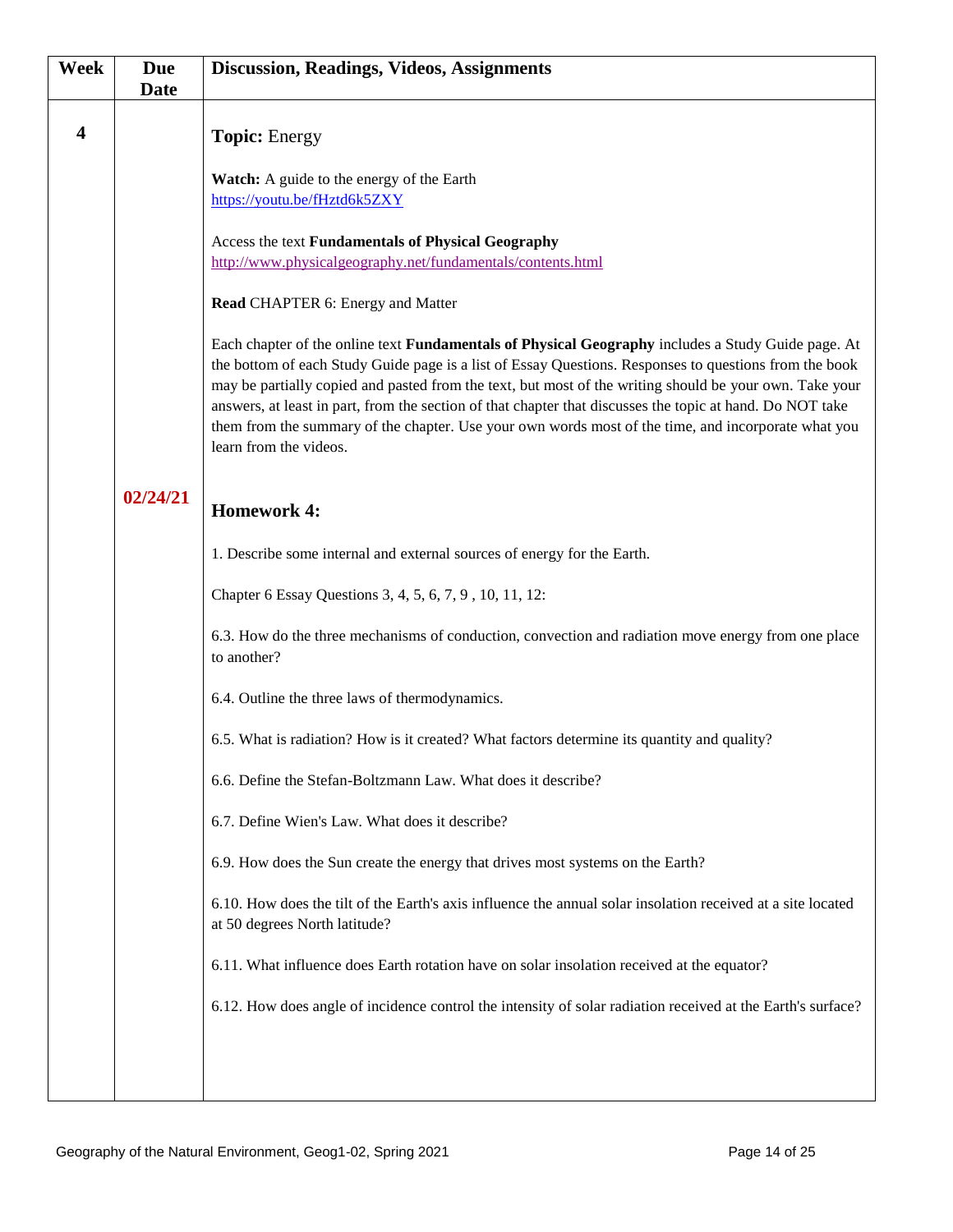| Week | Due Date | Discussion, Readings, Videos, Assignments |
|---|---|---|
| **4** | | **Topic:** Energy<br><br>**Watch:** A guide to the energy of the Earth<br>https://youtu.be/fHztd6k5ZXY<br><br>Access the text **Fundamentals of Physical Geography**<br>http://www.physicalgeography.net/fundamentals/contents.html<br><br>**Read** CHAPTER 6: Energy and Matter<br><br>Each chapter of the online text **Fundamentals of Physical Geography** includes a Study Guide page. At the bottom of each Study Guide page is a list of Essay Questions. Responses to questions from the book may be partially copied and pasted from the text, but most of the writing should be your own. Take your answers, at least in part, from the section of that chapter that discusses the topic at hand. Do NOT take them from the summary of the chapter. Use your own words most of the time, and incorporate what you learn from the videos. |
| | **02/24/21** | **Homework 4:**<br><br>1. Describe some internal and external sources of energy for the Earth.<br><br>Chapter 6 Essay Questions 3, 4, 5, 6, 7, 9 , 10, 11, 12:<br><br>6.3. How do the three mechanisms of conduction, convection and radiation move energy from one place to another?<br><br>6.4. Outline the three laws of thermodynamics.<br><br>6.5. What is radiation? How is it created? What factors determine its quantity and quality?<br><br>6.6. Define the Stefan-Boltzmann Law. What does it describe?<br><br>6.7. Define Wien's Law. What does it describe?<br><br>6.9. How does the Sun create the energy that drives most systems on the Earth?<br><br>6.10. How does the tilt of the Earth's axis influence the annual solar insolation received at a site located at 50 degrees North latitude?<br><br>6.11. What influence does Earth rotation have on solar insolation received at the equator?<br><br>6.12. How does angle of incidence control the intensity of solar radiation received at the Earth's surface? |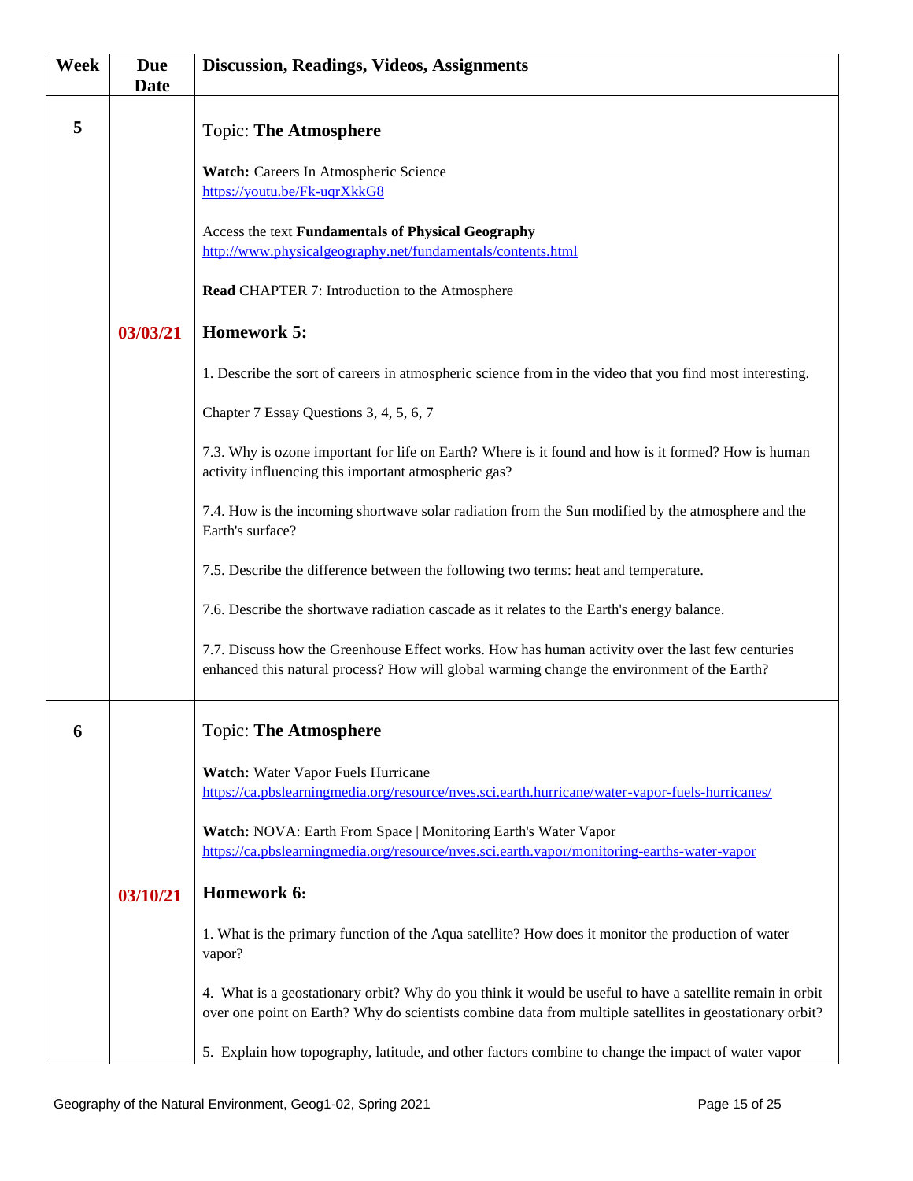| Week | Due Date | Discussion, Readings, Videos, Assignments |
|---|---|---|
| 5 | | Topic: **The Atmosphere**<br><br>**Watch:** Careers In Atmospheric Science<br>https://youtu.be/Fk-uqrXkkG8<br><br>Access the text **Fundamentals of Physical Geography**<br>http://www.physicalgeography.net/fundamentals/contents.html<br><br>**Read** CHAPTER 7: Introduction to the Atmosphere |
| | 03/03/21 | **Homework 5:**<br><br>1. Describe the sort of careers in atmospheric science from in the video that you find most interesting.<br><br>Chapter 7 Essay Questions 3, 4, 5, 6, 7<br><br>7.3. Why is ozone important for life on Earth? Where is it found and how is it formed? How is human activity influencing this important atmospheric gas?<br><br>7.4. How is the incoming shortwave solar radiation from the Sun modified by the atmosphere and the Earth's surface?<br><br>7.5. Describe the difference between the following two terms: heat and temperature.<br><br>7.6. Describe the shortwave radiation cascade as it relates to the Earth's energy balance.<br><br>7.7. Discuss how the Greenhouse Effect works. How has human activity over the last few centuries enhanced this natural process? How will global warming change the environment of the Earth? |
| 6 | | Topic: **The Atmosphere**<br><br>**Watch:** Water Vapor Fuels Hurricane<br>https://ca.pbslearningmedia.org/resource/nves.sci.earth.hurricane/water-vapor-fuels-hurricanes/<br><br>**Watch:** NOVA: Earth From Space \| Monitoring Earth's Water Vapor<br>https://ca.pbslearningmedia.org/resource/nves.sci.earth.vapor/monitoring-earths-water-vapor |
| | 03/10/21 | **Homework 6:**<br><br>1. What is the primary function of the Aqua satellite? How does it monitor the production of water vapor?<br><br>4. What is a geostationary orbit? Why do you think it would be useful to have a satellite remain in orbit over one point on Earth? Why do scientists combine data from multiple satellites in geostationary orbit?<br><br>5. Explain how topography, latitude, and other factors combine to change the impact of water vapor |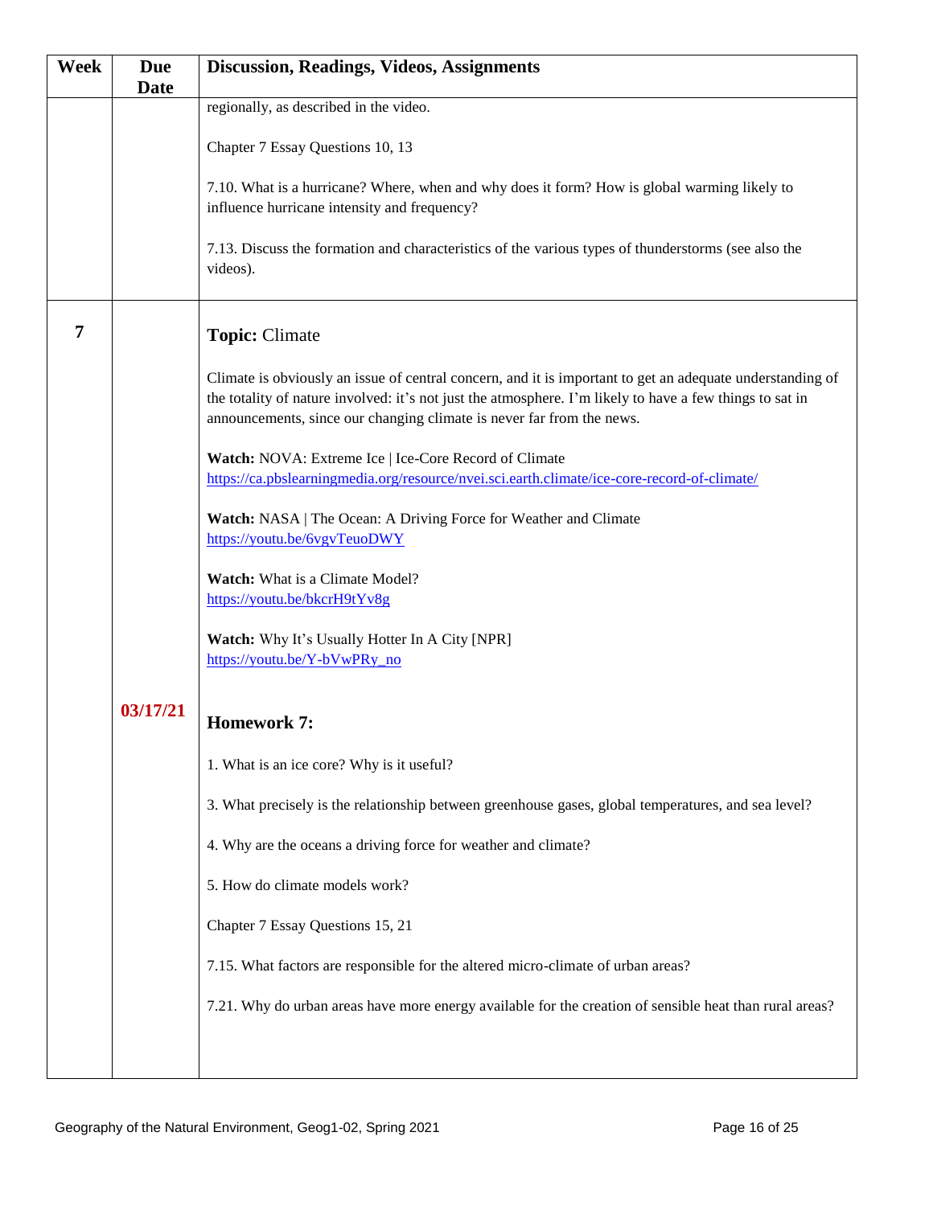| Week | Due Date | Discussion, Readings, Videos, Assignments |
|---|---|---|
| | | regionally, as described in the video.<br><br>Chapter 7 Essay Questions 10, 13<br><br>7.10. What is a hurricane? Where, when and why does it form? How is global warming likely to influence hurricane intensity and frequency?<br><br>7.13. Discuss the formation and characteristics of the various types of thunderstorms (see also the videos). |
| **7** | **03/17/21** | **Topic:** Climate<br><br>Climate is obviously an issue of central concern, and it is important to get an adequate understanding of the totality of nature involved: it's not just the atmosphere. I'm likely to have a few things to sat in announcements, since our changing climate is never far from the news.<br><br>**Watch:** NOVA: Extreme Ice \| Ice-Core Record of Climate<br>https://ca.pbslearningmedia.org/resource/nvei.sci.earth.climate/ice-core-record-of-climate/<br><br>**Watch:** NASA \| The Ocean: A Driving Force for Weather and Climate<br>https://youtu.be/6vgvTeuoDWY<br><br>**Watch:** What is a Climate Model?<br>https://youtu.be/bkcrH9tYv8g<br><br>**Watch:** Why It's Usually Hotter In A City [NPR]<br>https://youtu.be/Y-bVwPRy_no<br><br>**Homework 7:**<br><br>1. What is an ice core? Why is it useful?<br><br>3. What precisely is the relationship between greenhouse gases, global temperatures, and sea level?<br><br>4. Why are the oceans a driving force for weather and climate?<br><br>5. How do climate models work?<br><br>Chapter 7 Essay Questions 15, 21<br><br>7.15. What factors are responsible for the altered micro-climate of urban areas?<br><br>7.21. Why do urban areas have more energy available for the creation of sensible heat than rural areas? |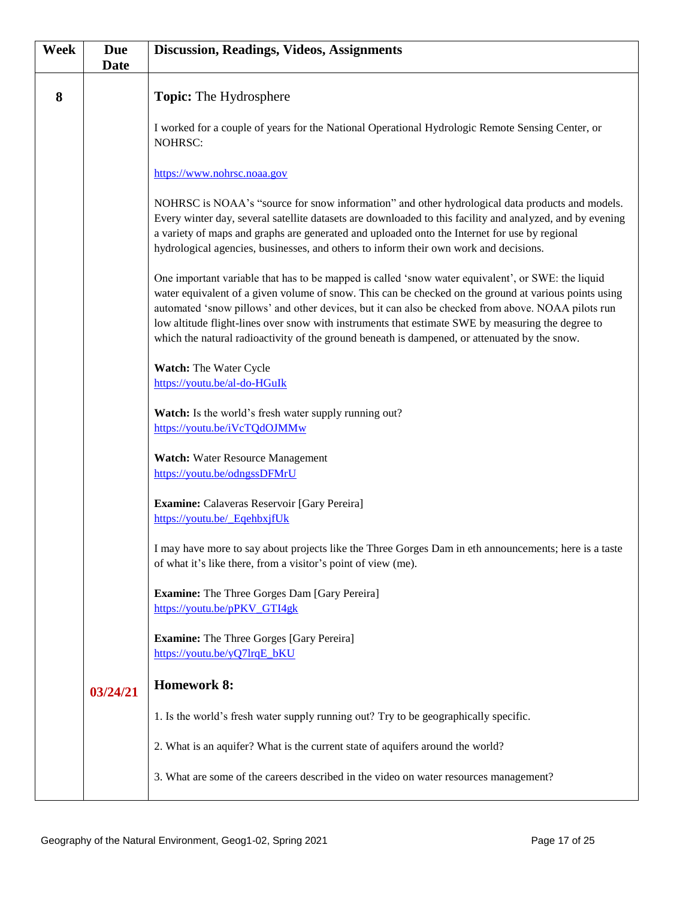| Week | Due Date | Discussion, Readings, Videos, Assignments |
|---|---|---|
| 8 | | **Topic:** The Hydrosphere<br><br>I worked for a couple of years for the National Operational Hydrologic Remote Sensing Center, or NOHRSC:<br><br>https://www.nohrsc.noaa.gov<br><br>NOHRSC is NOAA's "source for snow information" and other hydrological data products and models. Every winter day, several satellite datasets are downloaded to this facility and analyzed, and by evening a variety of maps and graphs are generated and uploaded onto the Internet for use by regional hydrological agencies, businesses, and others to inform their own work and decisions.<br><br>One important variable that has to be mapped is called 'snow water equivalent', or SWE: the liquid water equivalent of a given volume of snow. This can be checked on the ground at various points using automated 'snow pillows' and other devices, but it can also be checked from above. NOAA pilots run low altitude flight-lines over snow with instruments that estimate SWE by measuring the degree to which the natural radioactivity of the ground beneath is dampened, or attenuated by the snow.<br><br>**Watch:** The Water Cycle<br>https://youtu.be/al-do-HGuIk<br><br>**Watch:** Is the world's fresh water supply running out?<br>https://youtu.be/iVcTQdOJMMw<br><br>**Watch:** Water Resource Management<br>https://youtu.be/odngssDFMrU<br><br>**Examine:** Calaveras Reservoir [Gary Pereira]<br>https://youtu.be/_EqehbxjfUk<br><br>I may have more to say about projects like the Three Gorges Dam in eth announcements; here is a taste of what it's like there, from a visitor's point of view (me).<br><br>**Examine:** The Three Gorges Dam [Gary Pereira]<br>https://youtu.be/pPKV_GTI4gk<br><br>**Examine:** The Three Gorges [Gary Pereira]<br>https://youtu.be/yQ7lrqE_bKU |
| | 03/24/21 | **Homework 8:**<br><br>1. Is the world's fresh water supply running out? Try to be geographically specific.<br><br>2. What is an aquifer? What is the current state of aquifers around the world?<br><br>3. What are some of the careers described in the video on water resources management? |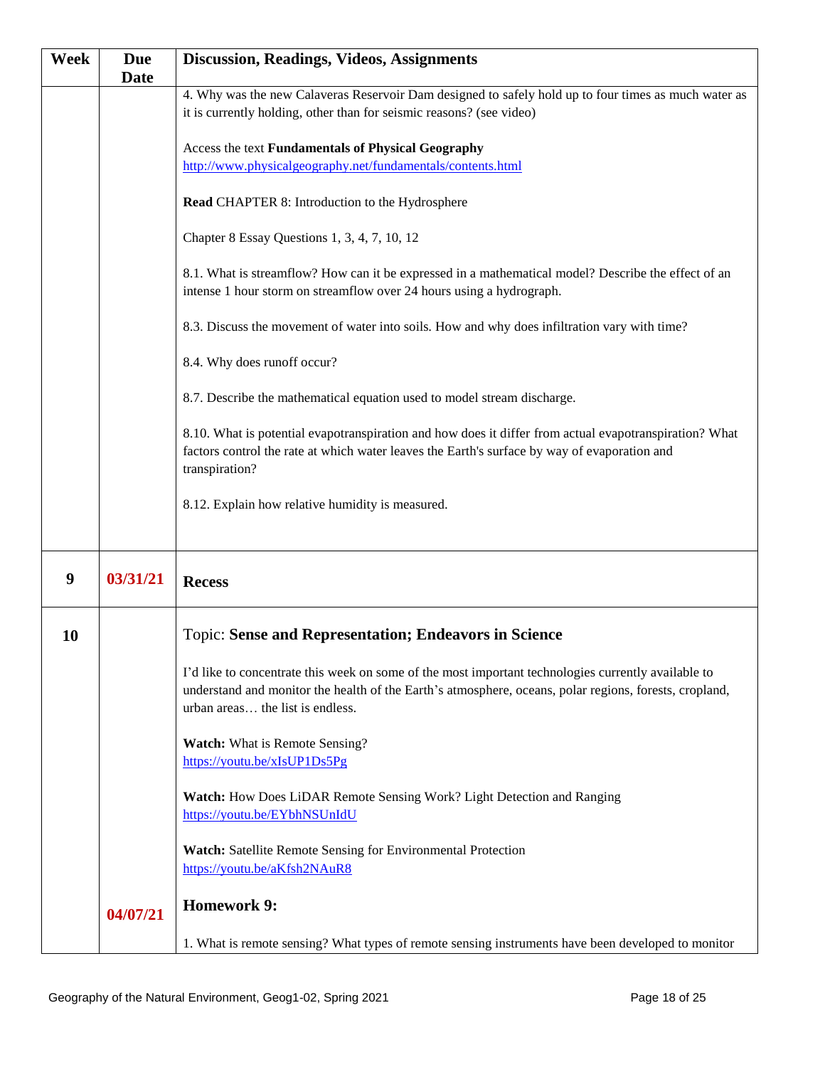| Week | Due Date | Discussion, Readings, Videos, Assignments |
|---|---|---|
| | | 4. Why was the new Calaveras Reservoir Dam designed to safely hold up to four times as much water as it is currently holding, other than for seismic reasons? (see video)<br><br>Access the text **Fundamentals of Physical Geography**<br>http://www.physicalgeography.net/fundamentals/contents.html<br><br>**Read** CHAPTER 8: Introduction to the Hydrosphere<br><br>Chapter 8 Essay Questions 1, 3, 4, 7, 10, 12<br><br>8.1. What is streamflow? How can it be expressed in a mathematical model? Describe the effect of an intense 1 hour storm on streamflow over 24 hours using a hydrograph.<br><br>8.3. Discuss the movement of water into soils. How and why does infiltration vary with time?<br><br>8.4. Why does runoff occur?<br><br>8.7. Describe the mathematical equation used to model stream discharge.<br><br>8.10. What is potential evapotranspiration and how does it differ from actual evapotranspiration? What factors control the rate at which water leaves the Earth's surface by way of evaporation and transpiration?<br><br>8.12. Explain how relative humidity is measured. |
| **9** | **03/31/21** | **Recess** |
| **10** | | Topic: **Sense and Representation; Endeavors in Science**<br><br>I'd like to concentrate this week on some of the most important technologies currently available to understand and monitor the health of the Earth's atmosphere, oceans, polar regions, forests, cropland, urban areas… the list is endless.<br><br>**Watch:** What is Remote Sensing?<br>https://youtu.be/xIsUP1Ds5Pg<br><br>**Watch:** How Does LiDAR Remote Sensing Work? Light Detection and Ranging<br>https://youtu.be/EYbhNSUnIdU<br><br>**Watch:** Satellite Remote Sensing for Environmental Protection<br>https://youtu.be/aKfsh2NAuR8 |
| | **04/07/21** | **Homework 9:**<br><br>1. What is remote sensing? What types of remote sensing instruments have been developed to monitor |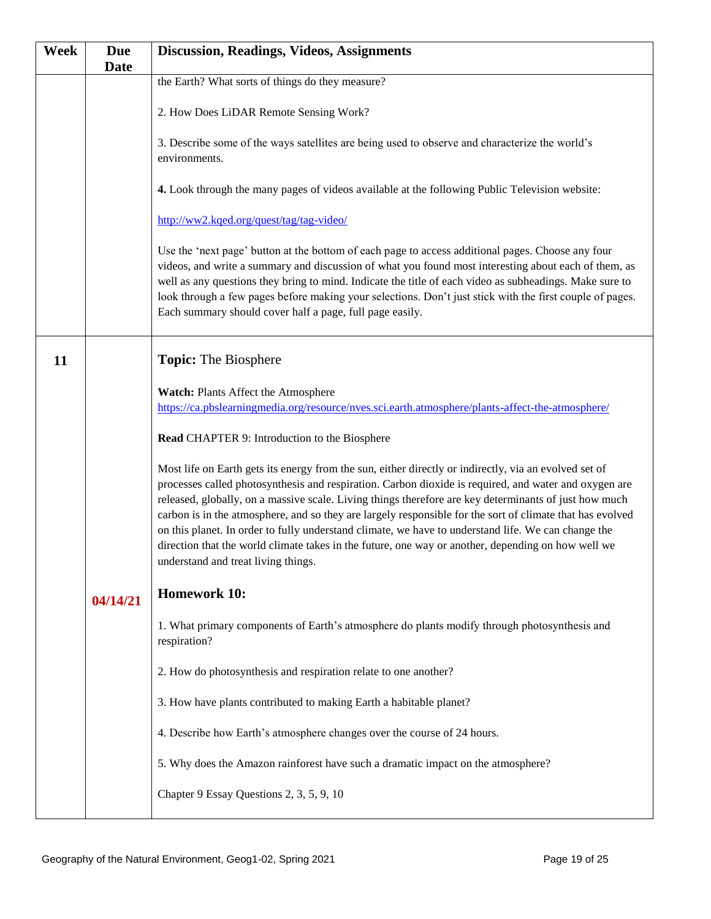| Week | Due Date | Discussion, Readings, Videos, Assignments |
|---|---|---|
| | | the Earth? What sorts of things do they measure?<br><br>2. How Does LiDAR Remote Sensing Work?<br><br>3. Describe some of the ways satellites are being used to observe and characterize the world's environments.<br><br>**4.** Look through the many pages of videos available at the following Public Television website:<br><br>[http://ww2.kqed.org/quest/tag/tag-video/](http://ww2.kqed.org/quest/tag/tag-video/)<br><br>Use the 'next page' button at the bottom of each page to access additional pages. Choose any four videos, and write a summary and discussion of what you found most interesting about each of them, as well as any questions they bring to mind. Indicate the title of each video as subheadings. Make sure to look through a few pages before making your selections. Don't just stick with the first couple of pages. Each summary should cover half a page, full page easily. |
| **11** | **04/14/21** | **Topic:** The Biosphere<br><br>**Watch:** Plants Affect the Atmosphere<br>[https://ca.pbslearningmedia.org/resource/nves.sci.earth.atmosphere/plants-affect-the-atmosphere/](https://ca.pbslearningmedia.org/resource/nves.sci.earth.atmosphere/plants-affect-the-atmosphere/)<br><br>**Read** CHAPTER 9: Introduction to the Biosphere<br><br>Most life on Earth gets its energy from the sun, either directly or indirectly, via an evolved set of processes called photosynthesis and respiration. Carbon dioxide is required, and water and oxygen are released, globally, on a massive scale. Living things therefore are key determinants of just how much carbon is in the atmosphere, and so they are largely responsible for the sort of climate that has evolved on this planet. In order to fully understand climate, we have to understand life. We can change the direction that the world climate takes in the future, one way or another, depending on how well we understand and treat living things.<br><br>**Homework 10:**<br><br>1. What primary components of Earth's atmosphere do plants modify through photosynthesis and respiration?<br><br>2. How do photosynthesis and respiration relate to one another?<br><br>3. How have plants contributed to making Earth a habitable planet?<br><br>4. Describe how Earth's atmosphere changes over the course of 24 hours.<br><br>5. Why does the Amazon rainforest have such a dramatic impact on the atmosphere?<br><br>Chapter 9 Essay Questions 2, 3, 5, 9, 10 |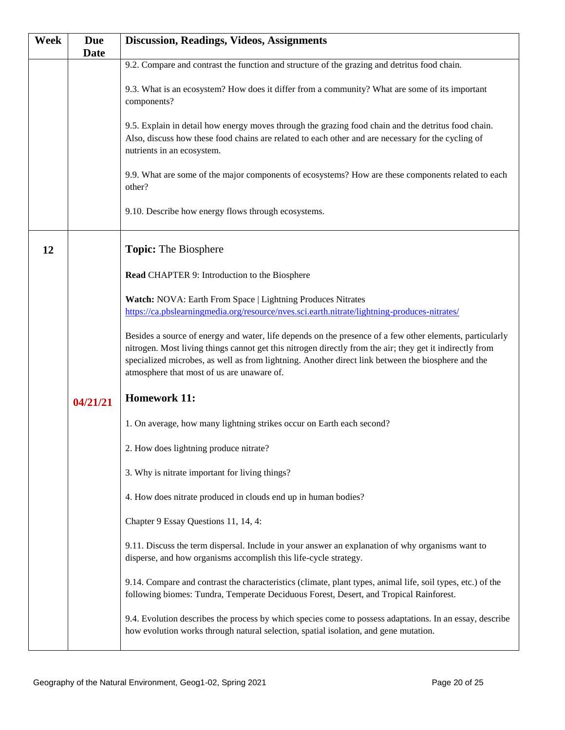| Week | Due Date | Discussion, Readings, Videos, Assignments |
|---|---|---|
| | | 9.2. Compare and contrast the function and structure of the grazing and detritus food chain.<br><br>9.3. What is an ecosystem? How does it differ from a community? What are some of its important components?<br><br>9.5. Explain in detail how energy moves through the grazing food chain and the detritus food chain. Also, discuss how these food chains are related to each other and are necessary for the cycling of nutrients in an ecosystem.<br><br>9.9. What are some of the major components of ecosystems? How are these components related to each other?<br><br>9.10. Describe how energy flows through ecosystems. |
| 12 | 04/21/21 | **Topic:** The Biosphere<br><br>**Read** CHAPTER 9: Introduction to the Biosphere<br><br>**Watch:** NOVA: Earth From Space \| Lightning Produces Nitrates<br>https://ca.pbslearningmedia.org/resource/nves.sci.earth.nitrate/lightning-produces-nitrates/<br><br>Besides a source of energy and water, life depends on the presence of a few other elements, particularly nitrogen. Most living things cannot get this nitrogen directly from the air; they get it indirectly from specialized microbes, as well as from lightning. Another direct link between the biosphere and the atmosphere that most of us are unaware of.<br><br>**Homework 11:**<br><br>1. On average, how many lightning strikes occur on Earth each second?<br><br>2. How does lightning produce nitrate?<br><br>3. Why is nitrate important for living things?<br><br>4. How does nitrate produced in clouds end up in human bodies?<br><br>Chapter 9 Essay Questions 11, 14, 4:<br><br>9.11. Discuss the term dispersal. Include in your answer an explanation of why organisms want to disperse, and how organisms accomplish this life-cycle strategy.<br><br>9.14. Compare and contrast the characteristics (climate, plant types, animal life, soil types, etc.) of the following biomes: Tundra, Temperate Deciduous Forest, Desert, and Tropical Rainforest.<br><br>9.4. Evolution describes the process by which species come to possess adaptations. In an essay, describe how evolution works through natural selection, spatial isolation, and gene mutation. |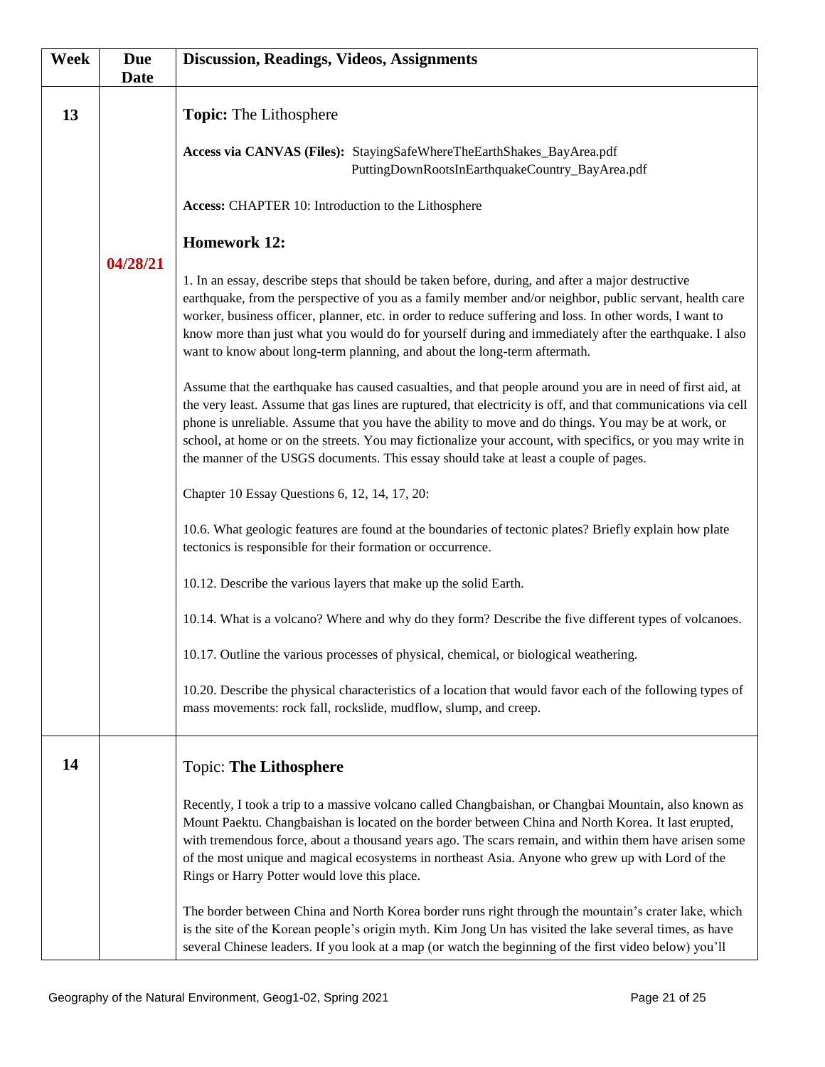| Week | Due Date | Discussion, Readings, Videos, Assignments |
|---|---|---|
| 13 | 04/28/21 | **Topic:** The Lithosphere<br><br>**Access via CANVAS (Files):** StayingSafeWhereTheEarthShakes_BayArea.pdf<br>PuttingDownRootsInEarthquakeCountry_BayArea.pdf<br><br>**Access:** CHAPTER 10: Introduction to the Lithosphere<br><br>**Homework 12:**<br><br>1. In an essay, describe steps that should be taken before, during, and after a major destructive earthquake, from the perspective of you as a family member and/or neighbor, public servant, health care worker, business officer, planner, etc. in order to reduce suffering and loss. In other words, I want to know more than just what you would do for yourself during and immediately after the earthquake. I also want to know about long-term planning, and about the long-term aftermath.<br><br>Assume that the earthquake has caused casualties, and that people around you are in need of first aid, at the very least. Assume that gas lines are ruptured, that electricity is off, and that communications via cell phone is unreliable. Assume that you have the ability to move and do things. You may be at work, or school, at home or on the streets. You may fictionalize your account, with specifics, or you may write in the manner of the USGS documents. This essay should take at least a couple of pages.<br><br>Chapter 10 Essay Questions 6, 12, 14, 17, 20:<br><br>10.6. What geologic features are found at the boundaries of tectonic plates? Briefly explain how plate tectonics is responsible for their formation or occurrence.<br><br>10.12. Describe the various layers that make up the solid Earth.<br><br>10.14. What is a volcano? Where and why do they form? Describe the five different types of volcanoes.<br><br>10.17. Outline the various processes of physical, chemical, or biological weathering.<br><br>10.20. Describe the physical characteristics of a location that would favor each of the following types of mass movements: rock fall, rockslide, mudflow, slump, and creep. |
| 14 | | Topic: **The Lithosphere**<br><br>Recently, I took a trip to a massive volcano called Changbaishan, or Changbai Mountain, also known as Mount Paektu. Changbaishan is located on the border between China and North Korea. It last erupted, with tremendous force, about a thousand years ago. The scars remain, and within them have arisen some of the most unique and magical ecosystems in northeast Asia. Anyone who grew up with Lord of the Rings or Harry Potter would love this place.<br><br>The border between China and North Korea border runs right through the mountain's crater lake, which is the site of the Korean people's origin myth. Kim Jong Un has visited the lake several times, as have several Chinese leaders. If you look at a map (or watch the beginning of the first video below) you'll |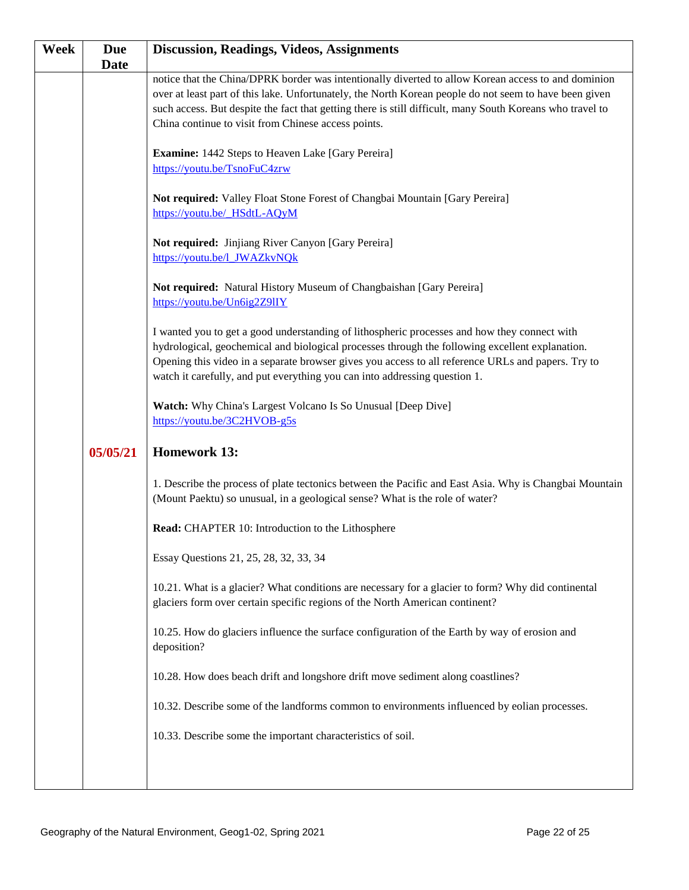| Week | Due Date | Discussion, Readings, Videos, Assignments |
|---|---|---|
| | | notice that the China/DPRK border was intentionally diverted to allow Korean access to and dominion over at least part of this lake. Unfortunately, the North Korean people do not seem to have been given such access. But despite the fact that getting there is still difficult, many South Koreans who travel to China continue to visit from Chinese access points.<br><br>**Examine:** 1442 Steps to Heaven Lake [Gary Pereira]<br>https://youtu.be/TsnoFuC4zrw<br><br>**Not required:** Valley Float Stone Forest of Changbai Mountain [Gary Pereira]<br>https://youtu.be/_HSdtL-AQyM<br><br>**Not required:** Jinjiang River Canyon [Gary Pereira]<br>https://youtu.be/l_JWAZkvNQk<br><br>**Not required:** Natural History Museum of Changbaishan [Gary Pereira]<br>https://youtu.be/Un6ig2Z9lIY<br><br>I wanted you to get a good understanding of lithospheric processes and how they connect with hydrological, geochemical and biological processes through the following excellent explanation. Opening this video in a separate browser gives you access to all reference URLs and papers. Try to watch it carefully, and put everything you can into addressing question 1.<br><br>**Watch:** Why China's Largest Volcano Is So Unusual [Deep Dive]<br>https://youtu.be/3C2HVOB-g5s |
| | 05/05/21 | **Homework 13:**<br><br>1. Describe the process of plate tectonics between the Pacific and East Asia. Why is Changbai Mountain (Mount Paektu) so unusual, in a geological sense? What is the role of water?<br><br>**Read:** CHAPTER 10: Introduction to the Lithosphere<br><br>Essay Questions 21, 25, 28, 32, 33, 34<br><br>10.21. What is a glacier? What conditions are necessary for a glacier to form? Why did continental glaciers form over certain specific regions of the North American continent?<br><br>10.25. How do glaciers influence the surface configuration of the Earth by way of erosion and deposition?<br><br>10.28. How does beach drift and longshore drift move sediment along coastlines?<br><br>10.32. Describe some of the landforms common to environments influenced by eolian processes.<br><br>10.33. Describe some the important characteristics of soil. |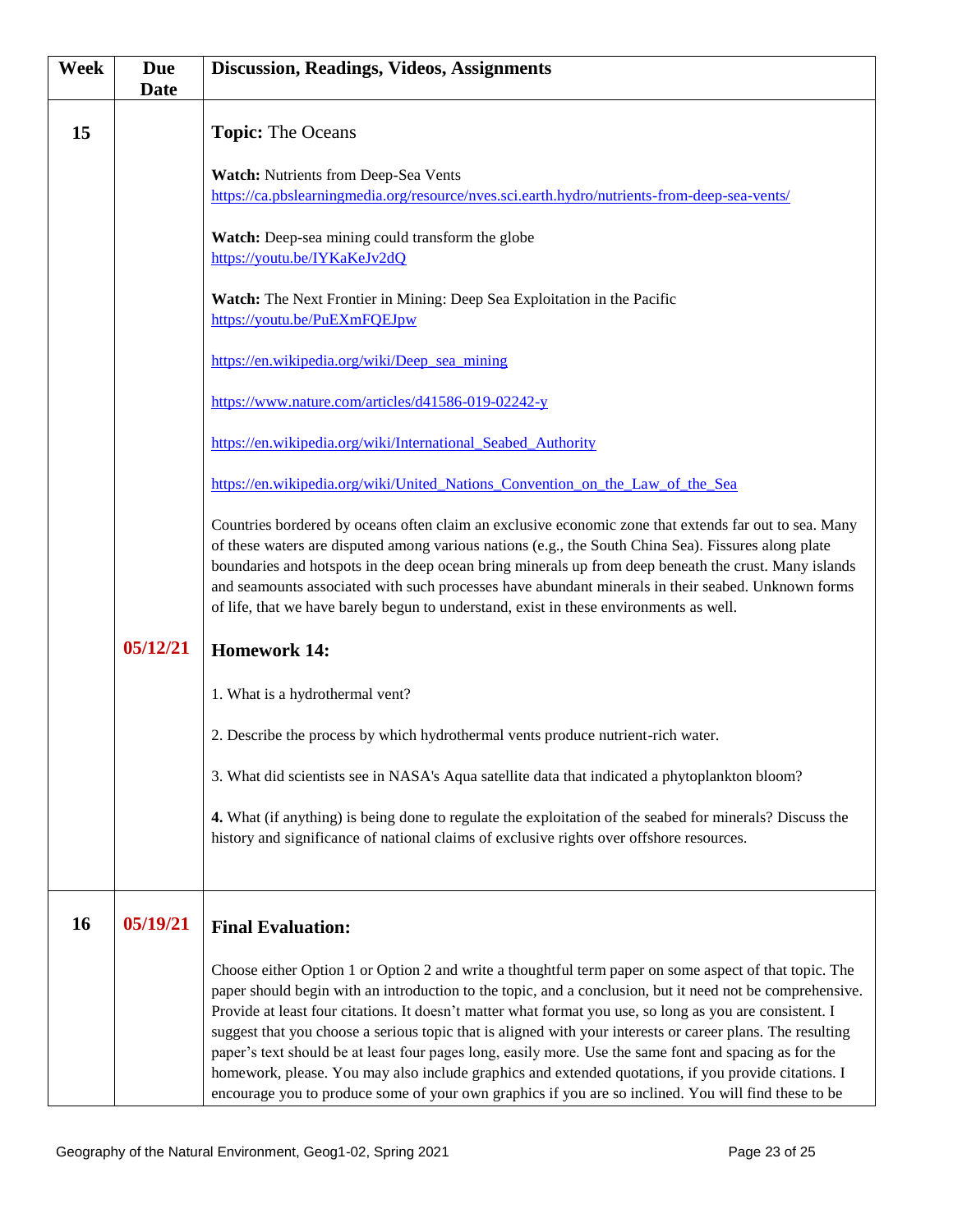| Week | Due Date | Discussion, Readings, Videos, Assignments |
|---|---|---|
| 15 | | **Topic:** The Oceans<br><br>**Watch:** Nutrients from Deep-Sea Vents<br>https://ca.pbslearningmedia.org/resource/nves.sci.earth.hydro/nutrients-from-deep-sea-vents/<br><br>**Watch:** Deep-sea mining could transform the globe<br>https://youtu.be/IYKaKeJv2dQ<br><br>**Watch:** The Next Frontier in Mining: Deep Sea Exploitation in the Pacific<br>https://youtu.be/PuEXmFQEJpw<br><br>https://en.wikipedia.org/wiki/Deep_sea_mining<br><br>https://www.nature.com/articles/d41586-019-02242-y<br><br>https://en.wikipedia.org/wiki/International_Seabed_Authority<br><br>https://en.wikipedia.org/wiki/United_Nations_Convention_on_the_Law_of_the_Sea<br><br>Countries bordered by oceans often claim an exclusive economic zone that extends far out to sea. Many of these waters are disputed among various nations (e.g., the South China Sea). Fissures along plate boundaries and hotspots in the deep ocean bring minerals up from deep beneath the crust. Many islands and seamounts associated with such processes have abundant minerals in their seabed. Unknown forms of life, that we have barely begun to understand, exist in these environments as well. |
| | 05/12/21 | **Homework 14:**<br><br>1. What is a hydrothermal vent?<br><br>2. Describe the process by which hydrothermal vents produce nutrient-rich water.<br><br>3. What did scientists see in NASA's Aqua satellite data that indicated a phytoplankton bloom?<br><br>**4.** What (if anything) is being done to regulate the exploitation of the seabed for minerals? Discuss the history and significance of national claims of exclusive rights over offshore resources. |
| 16 | 05/19/21 | **Final Evaluation:**<br><br>Choose either Option 1 or Option 2 and write a thoughtful term paper on some aspect of that topic. The paper should begin with an introduction to the topic, and a conclusion, but it need not be comprehensive. Provide at least four citations. It doesn't matter what format you use, so long as you are consistent. I suggest that you choose a serious topic that is aligned with your interests or career plans. The resulting paper's text should be at least four pages long, easily more. Use the same font and spacing as for the homework, please. You may also include graphics and extended quotations, if you provide citations. I encourage you to produce some of your own graphics if you are so inclined. You will find these to be |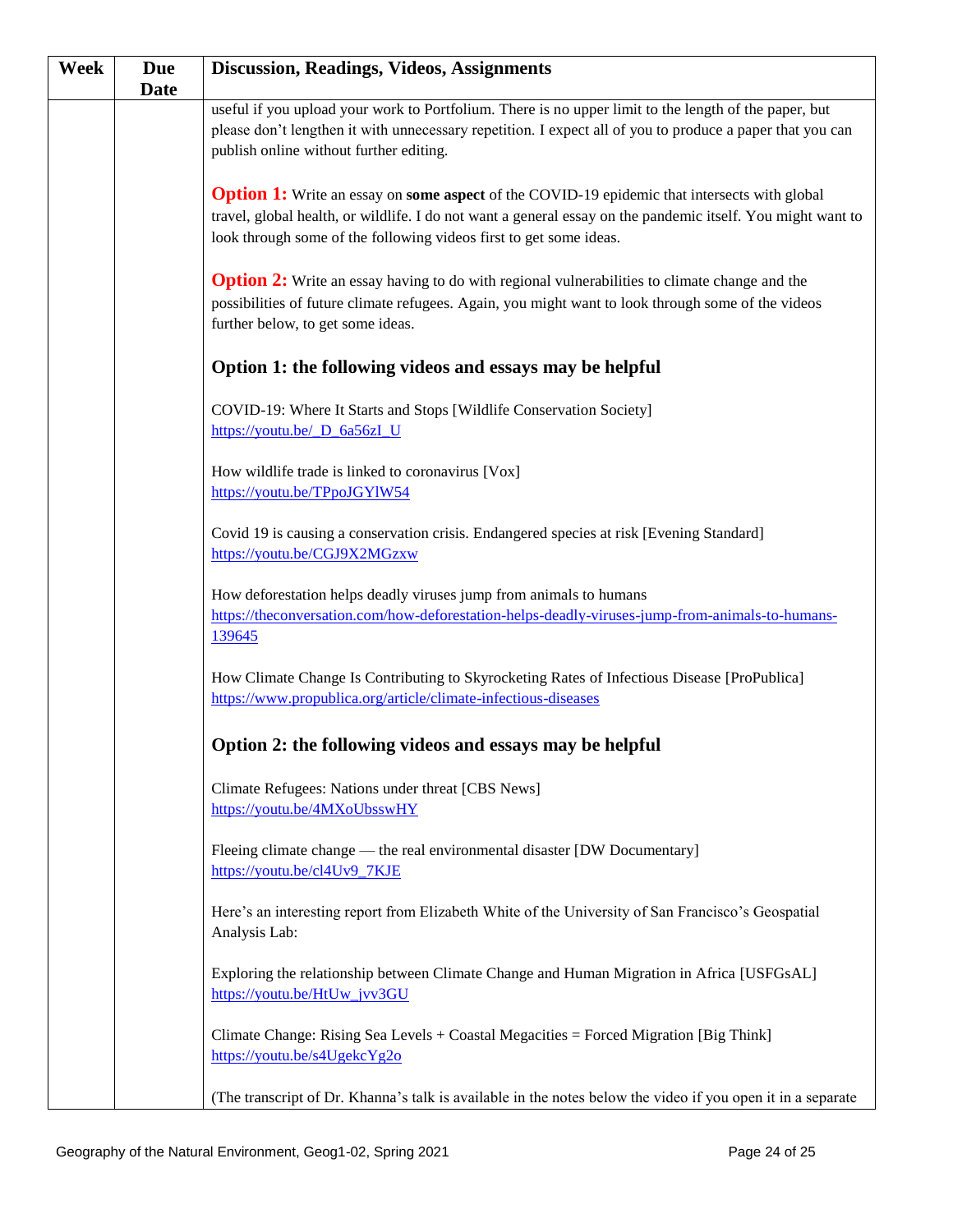| Week | Due Date | Discussion, Readings, Videos, Assignments |
|---|---|---|
| | | useful if you upload your work to Portfolium. There is no upper limit to the length of the paper, but please don't lengthen it with unnecessary repetition. I expect all of you to produce a paper that you can publish online without further editing.<br><br>**Option 1:** Write an essay on **some aspect** of the COVID-19 epidemic that intersects with global travel, global health, or wildlife. I do not want a general essay on the pandemic itself. You might want to look through some of the following videos first to get some ideas.<br><br>**Option 2:** Write an essay having to do with regional vulnerabilities to climate change and the possibilities of future climate refugees. Again, you might want to look through some of the videos further below, to get some ideas.<br><br>**Option 1: the following videos and essays may be helpful**<br><br>COVID-19: Where It Starts and Stops [Wildlife Conservation Society]<br>https://youtu.be/_D_6a56zI_U<br><br>How wildlife trade is linked to coronavirus [Vox]<br>https://youtu.be/TPpoJGYlW54<br><br>Covid 19 is causing a conservation crisis. Endangered species at risk [Evening Standard]<br>https://youtu.be/CGJ9X2MGzxw<br><br>How deforestation helps deadly viruses jump from animals to humans<br>https://theconversation.com/how-deforestation-helps-deadly-viruses-jump-from-animals-to-humans-139645<br><br>How Climate Change Is Contributing to Skyrocketing Rates of Infectious Disease [ProPublica]<br>https://www.propublica.org/article/climate-infectious-diseases<br><br>**Option 2: the following videos and essays may be helpful**<br><br>Climate Refugees: Nations under threat [CBS News]<br>https://youtu.be/4MXoUbsswHY<br><br>Fleeing climate change — the real environmental disaster [DW Documentary]<br>https://youtu.be/cl4Uv9_7KJE<br><br>Here's an interesting report from Elizabeth White of the University of San Francisco's Geospatial Analysis Lab:<br><br>Exploring the relationship between Climate Change and Human Migration in Africa [USFGsAL]<br>https://youtu.be/HtUw_jvv3GU<br><br>Climate Change: Rising Sea Levels + Coastal Megacities = Forced Migration [Big Think]<br>https://youtu.be/s4UgekcYg2o<br><br>(The transcript of Dr. Khanna's talk is available in the notes below the video if you open it in a separate |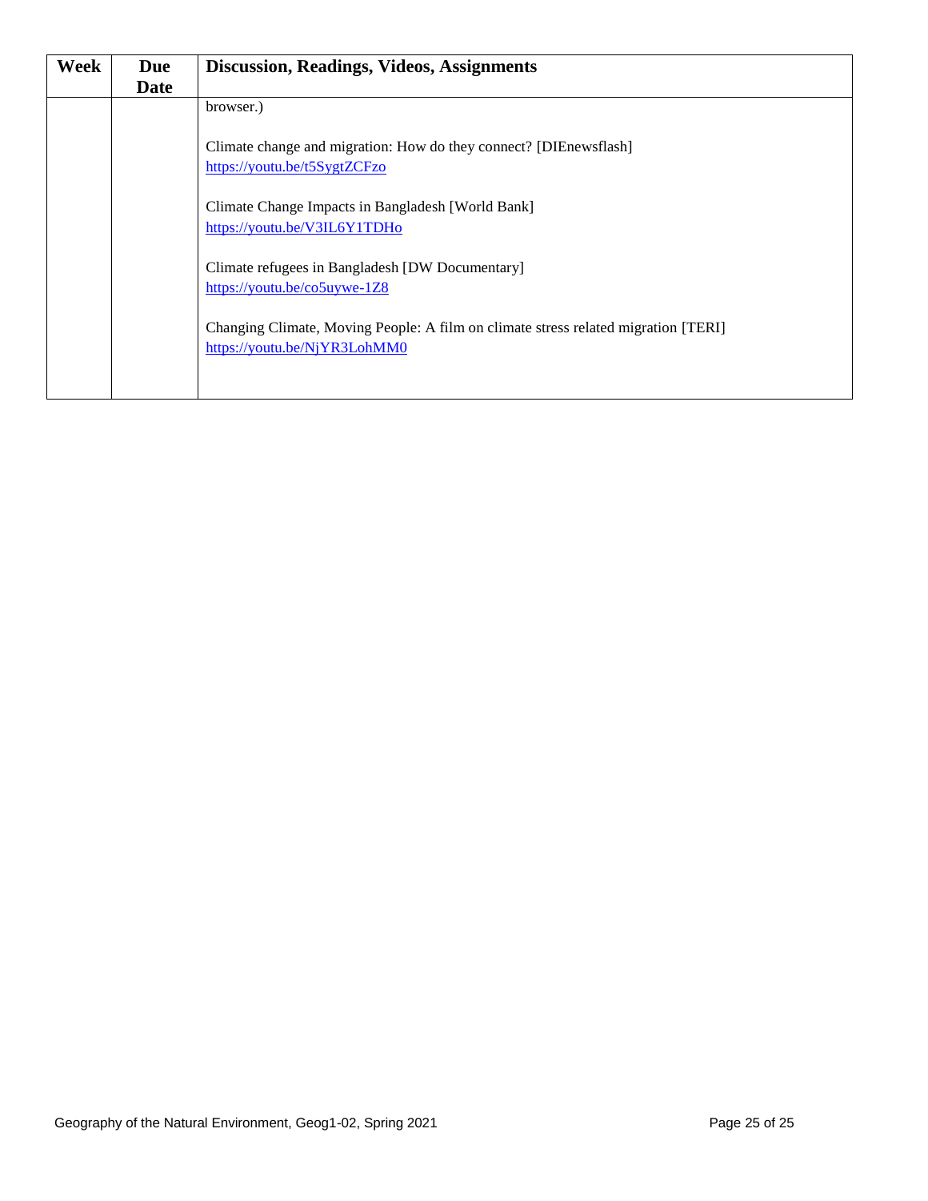| Week | Due Date | Discussion, Readings, Videos, Assignments |
| --- | --- | --- |
| | | browser.)<br><br>Climate change and migration: How do they connect? [DIEnewsflash]<br>https://youtu.be/t5SygtZCFzo<br><br>Climate Change Impacts in Bangladesh [World Bank]<br>https://youtu.be/V3IL6Y1TDHo<br><br>Climate refugees in Bangladesh [DW Documentary]<br>https://youtu.be/co5uywe-1Z8<br><br>Changing Climate, Moving People: A film on climate stress related migration [TERI]<br>https://youtu.be/NjYR3LohMM0 |